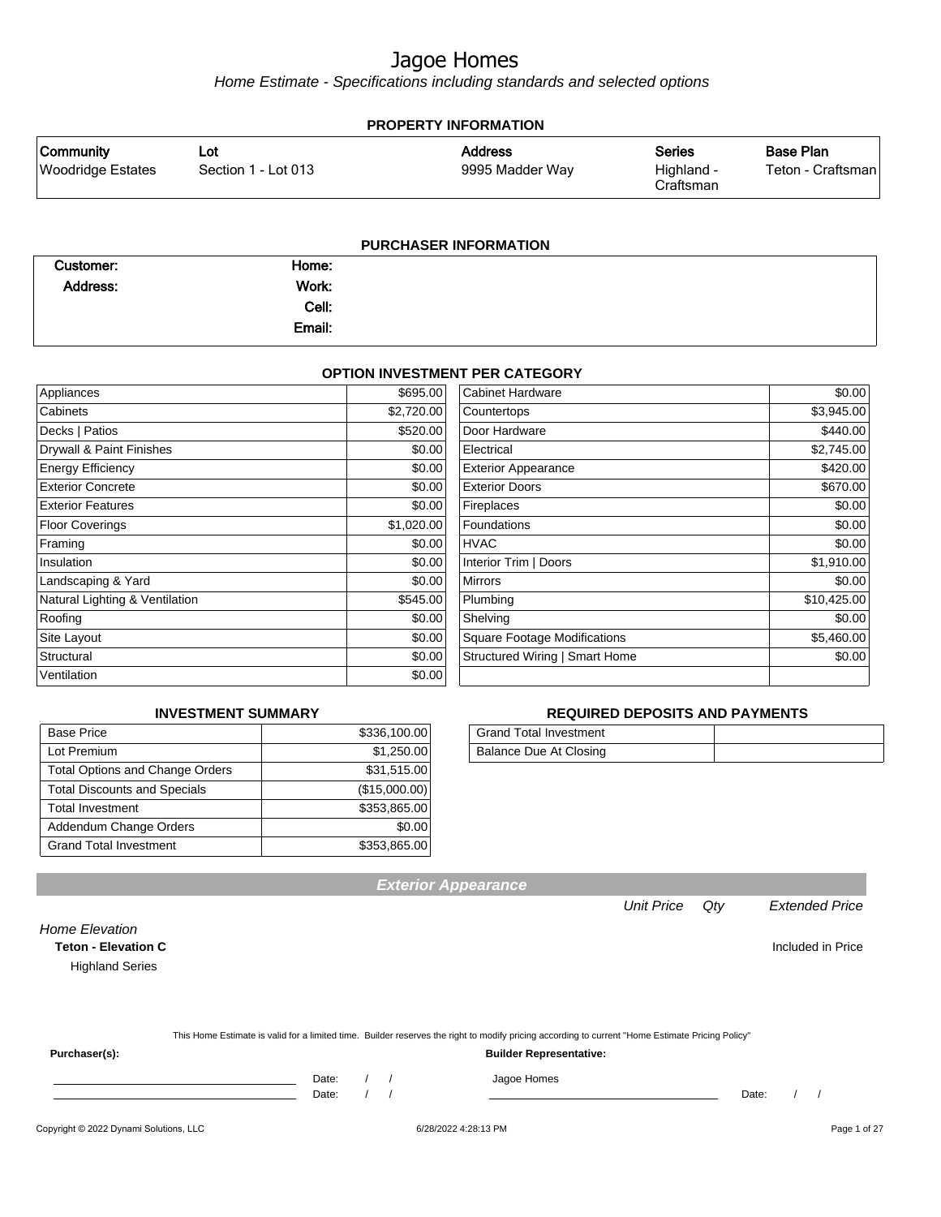# Jagoe Homes

*Home Estimate - Specifications including standards and selected options*

## PROPERTY INFORMATION

| Community | Lot | Address | Series | Base Plan |
|---|---|---|---|---|
| Woodridge Estates | Section 1 - Lot 013 | 9995 Madder Way | Highland - Craftsman | Teton - Craftsman |

## PURCHASER INFORMATION

| | | | |
|---|---|---|---|
| **Customer:** | | **Home:** | |
| **Address:** | | **Work:** | |
| | | **Cell:** | |
| | | **Email:** | |

## OPTION INVESTMENT PER CATEGORY

| Category | Amount | Category | Amount |
|---|---|---|---|
| Appliances | $695.00 | Cabinet Hardware | $0.00 |
| Cabinets | $2,720.00 | Countertops | $3,945.00 |
| Decks \| Patios | $520.00 | Door Hardware | $440.00 |
| Drywall & Paint Finishes | $0.00 | Electrical | $2,745.00 |
| Energy Efficiency | $0.00 | Exterior Appearance | $420.00 |
| Exterior Concrete | $0.00 | Exterior Doors | $670.00 |
| Exterior Features | $0.00 | Fireplaces | $0.00 |
| Floor Coverings | $1,020.00 | Foundations | $0.00 |
| Framing | $0.00 | HVAC | $0.00 |
| Insulation | $0.00 | Interior Trim \| Doors | $1,910.00 |
| Landscaping & Yard | $0.00 | Mirrors | $0.00 |
| Natural Lighting & Ventilation | $545.00 | Plumbing | $10,425.00 |
| Roofing | $0.00 | Shelving | $0.00 |
| Site Layout | $0.00 | Square Footage Modifications | $5,460.00 |
| Structural | $0.00 | Structured Wiring \| Smart Home | $0.00 |
| Ventilation | $0.00 | | |

## INVESTMENT SUMMARY

| | |
|---|---|
| Base Price | $336,100.00 |
| Lot Premium | $1,250.00 |
| Total Options and Change Orders | $31,515.00 |
| Total Discounts and Specials | ($15,000.00) |
| Total Investment | $353,865.00 |
| Addendum Change Orders | $0.00 |
| Grand Total Investment | $353,865.00 |

## REQUIRED DEPOSITS AND PAYMENTS

| | |
|---|---|
| Grand Total Investment | |
| Balance Due At Closing | |

## Exterior Appearance

| | Unit Price | Qty | Extended Price |
|---|---|---|---|
| *Home Elevation* | | | |
| **Teton - Elevation C** | | | Included in Price |
| Highland Series | | | |

This Home Estimate is valid for a limited time. Builder reserves the right to modify pricing according to current "Home Estimate Pricing Policy"

**Purchaser(s):**

______________________________ Date: / /

______________________________ Date: / /

**Builder Representative:**

Jagoe Homes

______________________________ Date: / /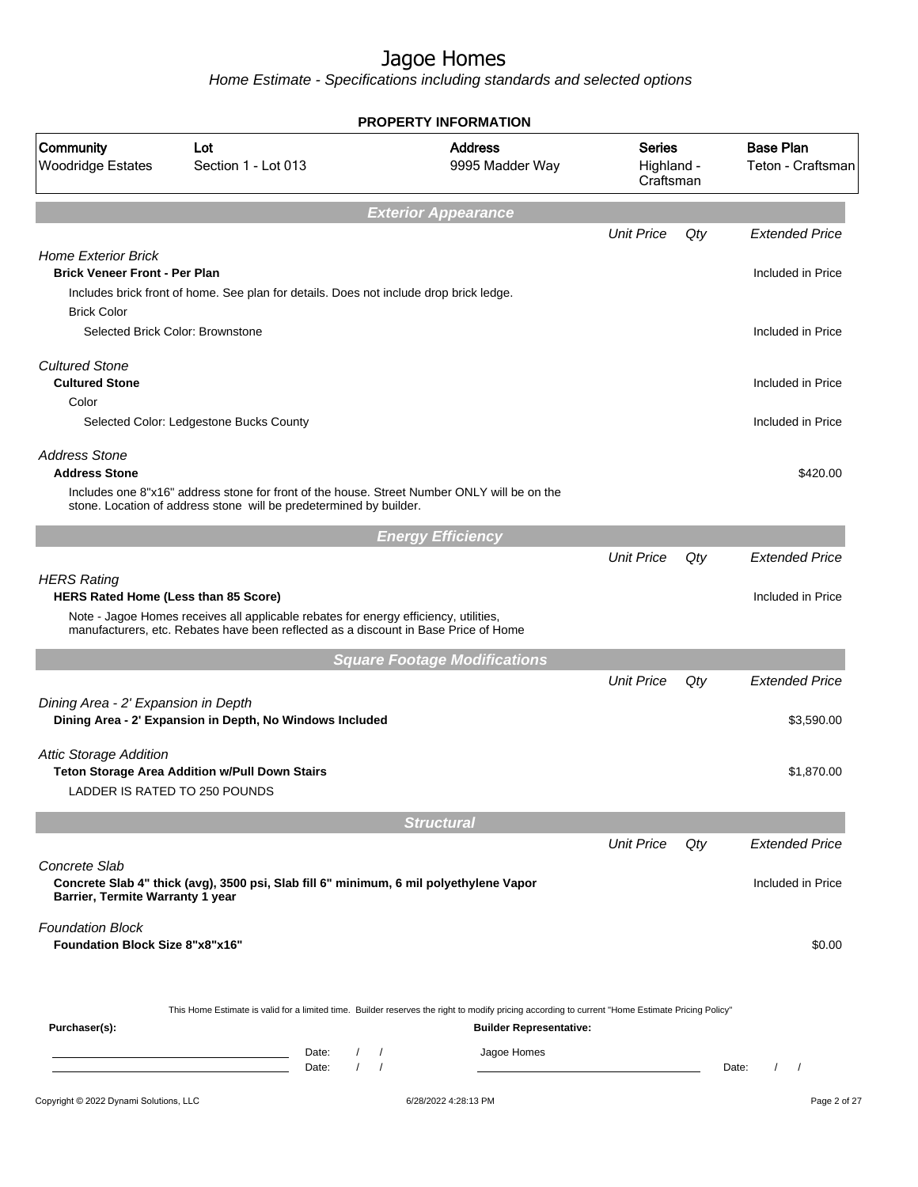# Jagoe Homes

Home Estimate - Specifications including standards and selected options

## PROPERTY INFORMATION

| Community | Lot | Address | Series | Base Plan |
|---|---|---|---|---|
| Woodridge Estates | Section 1 - Lot 013 | 9995 Madder Way | Highland - Craftsman | Teton - Craftsman |

## Exterior Appearance

| | Unit Price | Qty | Extended Price |
|---|---|---|---|
| *Home Exterior Brick* | | | |
| **Brick Veneer Front - Per Plan** | | | Included in Price |
| Includes brick front of home. See plan for details. Does not include drop brick ledge. | | | |
| Brick Color | | | |
| Selected Brick Color: Brownstone | | | Included in Price |
| *Cultured Stone* | | | |
| **Cultured Stone** | | | Included in Price |
| Color | | | |
| Selected Color: Ledgestone Bucks County | | | Included in Price |
| *Address Stone* | | | |
| **Address Stone** | | | $420.00 |
| Includes one 8"x16" address stone for front of the house. Street Number ONLY will be on the stone. Location of address stone will be predetermined by builder. | | | |

## Energy Efficiency

| | Unit Price | Qty | Extended Price |
|---|---|---|---|
| *HERS Rating* | | | |
| **HERS Rated Home (Less than 85 Score)** | | | Included in Price |
| Note - Jagoe Homes receives all applicable rebates for energy efficiency, utilities, manufacturers, etc. Rebates have been reflected as a discount in Base Price of Home | | | |

## Square Footage Modifications

| | Unit Price | Qty | Extended Price |
|---|---|---|---|
| *Dining Area - 2' Expansion in Depth* | | | |
| **Dining Area - 2' Expansion in Depth, No Windows Included** | | | $3,590.00 |
| *Attic Storage Addition* | | | |
| **Teton Storage Area Addition w/Pull Down Stairs** | | | $1,870.00 |
| LADDER IS RATED TO 250 POUNDS | | | |

## Structural

| | Unit Price | Qty | Extended Price |
|---|---|---|---|
| *Concrete Slab* | | | |
| **Concrete Slab 4" thick (avg), 3500 psi, Slab fill 6" minimum, 6 mil polyethylene Vapor Barrier, Termite Warranty 1 year** | | | Included in Price |
| *Foundation Block* | | | |
| **Foundation Block Size 8"x8"x16"** | | | $0.00 |

This Home Estimate is valid for a limited time. Builder reserves the right to modify pricing according to current "Home Estimate Pricing Policy"

**Purchaser(s):**

Date: / /

Date: / /

**Builder Representative:**

Jagoe Homes

Date: / /

Copyright © 2022 Dynami Solutions, LLC — 6/28/2022 4:28:13 PM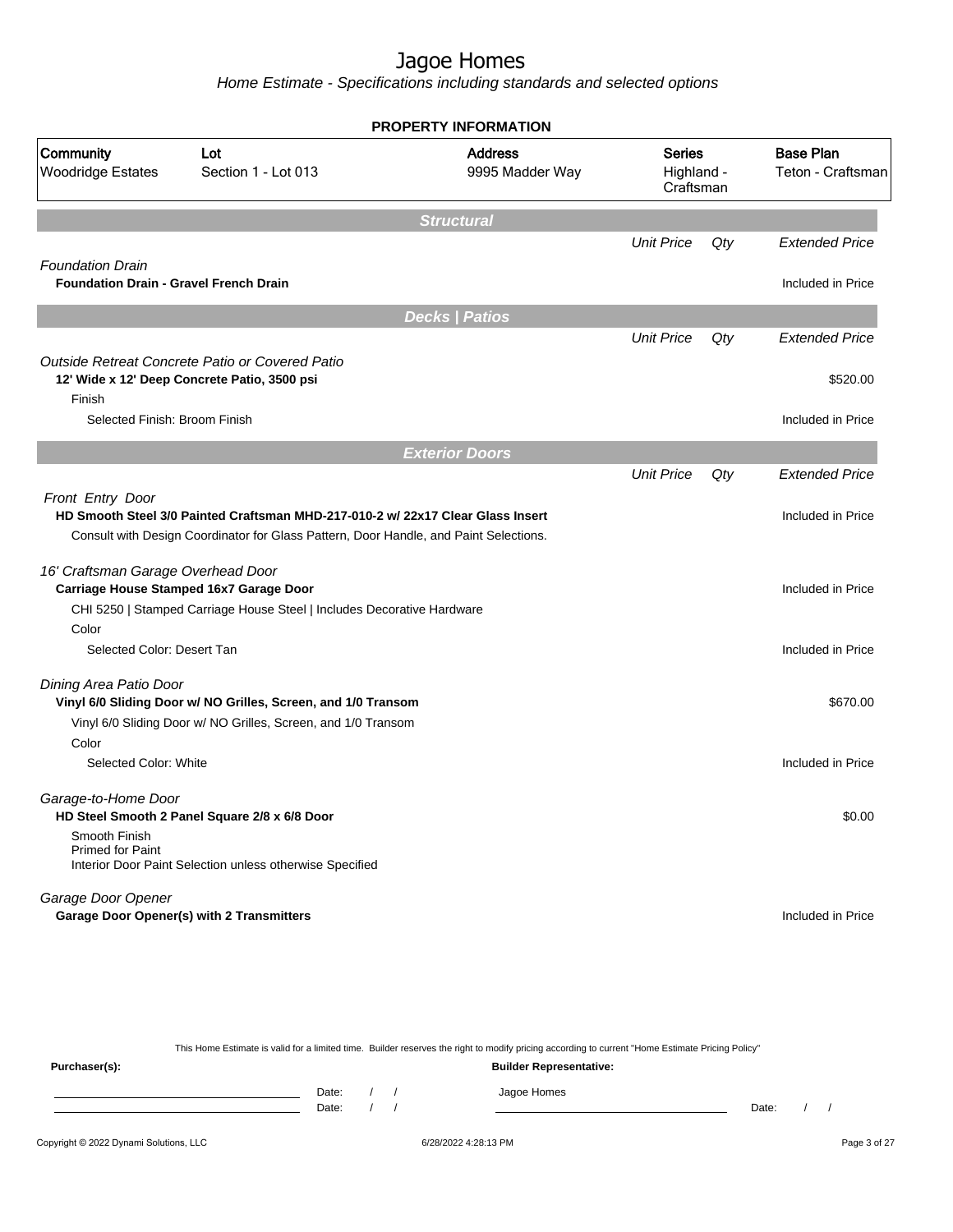# Jagoe Homes

*Home Estimate - Specifications including standards and selected options*

**PROPERTY INFORMATION**

| Community | Lot | Address | Series | Base Plan |
|---|---|---|---|---|
| Woodridge Estates | Section 1 - Lot 013 | 9995 Madder Way | Highland - Craftsman | Teton - Craftsman |

## Structural

| | Unit Price | Qty | Extended Price |
|---|---|---|---|
| *Foundation Drain* | | | |
| **Foundation Drain - Gravel French Drain** | | | Included in Price |

## Decks | Patios

| | Unit Price | Qty | Extended Price |
|---|---|---|---|
| *Outside Retreat Concrete Patio or Covered Patio* | | | |
| **12' Wide x 12' Deep Concrete Patio, 3500 psi** | | | $520.00 |
| Finish | | | |
| Selected Finish: Broom Finish | | | Included in Price |

## Exterior Doors

| | Unit Price | Qty | Extended Price |
|---|---|---|---|
| *Front Entry Door* | | | |
| **HD Smooth Steel 3/0 Painted Craftsman MHD-217-010-2 w/ 22x17 Clear Glass Insert** | | | Included in Price |
| Consult with Design Coordinator for Glass Pattern, Door Handle, and Paint Selections. | | | |
| *16' Craftsman Garage Overhead Door* | | | |
| **Carriage House Stamped 16x7 Garage Door** | | | Included in Price |
| CHI 5250 \| Stamped Carriage House Steel \| Includes Decorative Hardware | | | |
| Color | | | |
| Selected Color: Desert Tan | | | Included in Price |
| *Dining Area Patio Door* | | | |
| **Vinyl 6/0 Sliding Door w/ NO Grilles, Screen, and 1/0 Transom** | | | $670.00 |
| Vinyl 6/0 Sliding Door w/ NO Grilles, Screen, and 1/0 Transom | | | |
| Color | | | |
| Selected Color: White | | | Included in Price |
| *Garage-to-Home Door* | | | |
| **HD Steel Smooth 2 Panel Square 2/8 x 6/8 Door** | | | $0.00 |
| Smooth Finish<br>Primed for Paint<br>Interior Door Paint Selection unless otherwise Specified | | | |
| *Garage Door Opener* | | | |
| **Garage Door Opener(s) with 2 Transmitters** | | | Included in Price |

This Home Estimate is valid for a limited time. Builder reserves the right to modify pricing according to current "Home Estimate Pricing Policy"

**Purchaser(s):** **Builder Representative:**

Date: / / Jagoe Homes
Date: / / Date: / /

Copyright © 2022 Dynami Solutions, LLC 6/28/2022 4:28:13 PM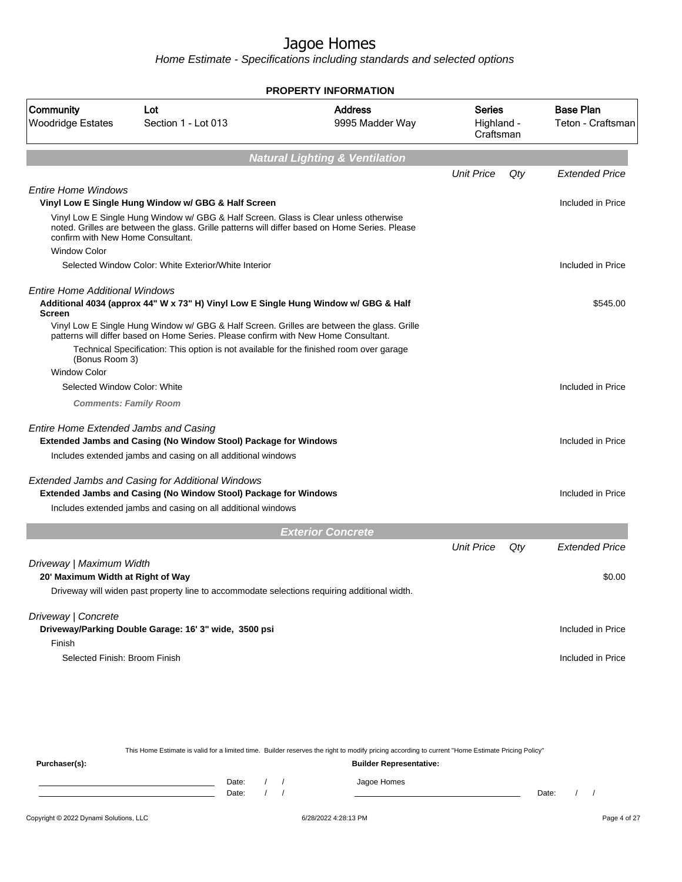# Jagoe Homes

*Home Estimate - Specifications including standards and selected options*

**PROPERTY INFORMATION**

| Community | Lot | Address | Series | Base Plan |
|---|---|---|---|---|
| Woodridge Estates | Section 1 - Lot 013 | 9995 Madder Way | Highland - Craftsman | Teton - Craftsman |

## *Natural Lighting & Ventilation*

| | Unit Price | Qty | Extended Price |
|---|---|---|---|
| *Entire Home Windows* | | | |
| **Vinyl Low E Single Hung Window w/ GBG & Half Screen** | | | Included in Price |
| Vinyl Low E Single Hung Window w/ GBG & Half Screen. Glass is Clear unless otherwise noted. Grilles are between the glass. Grille patterns will differ based on Home Series. Please confirm with New Home Consultant. | | | |
| Window Color | | | |
| Selected Window Color: White Exterior/White Interior | | | Included in Price |
| *Entire Home Additional Windows* | | | |
| **Additional 4034 (approx 44" W x 73" H) Vinyl Low E Single Hung Window w/ GBG & Half Screen** | | | $545.00 |
| Vinyl Low E Single Hung Window w/ GBG & Half Screen. Grilles are between the glass. Grille patterns will differ based on Home Series. Please confirm with New Home Consultant. | | | |
| Technical Specification: This option is not available for the finished room over garage (Bonus Room 3) | | | |
| Window Color | | | |
| Selected Window Color: White | | | Included in Price |
| ***Comments: Family Room*** | | | |
| *Entire Home Extended Jambs and Casing* | | | |
| **Extended Jambs and Casing (No Window Stool) Package for Windows** | | | Included in Price |
| Includes extended jambs and casing on all additional windows | | | |
| *Extended Jambs and Casing for Additional Windows* | | | |
| **Extended Jambs and Casing (No Window Stool) Package for Windows** | | | Included in Price |
| Includes extended jambs and casing on all additional windows | | | |

## *Exterior Concrete*

| | Unit Price | Qty | Extended Price |
|---|---|---|---|
| *Driveway \| Maximum Width* | | | |
| **20' Maximum Width at Right of Way** | | | $0.00 |
| Driveway will widen past property line to accommodate selections requiring additional width. | | | |
| *Driveway \| Concrete* | | | |
| **Driveway/Parking Double Garage: 16' 3" wide, 3500 psi** | | | Included in Price |
| Finish | | | |
| Selected Finish: Broom Finish | | | Included in Price |

This Home Estimate is valid for a limited time. Builder reserves the right to modify pricing according to current "Home Estimate Pricing Policy"

**Purchaser(s):** Date: / / Date: / /

**Builder Representative:** Jagoe Homes Date: / /

Copyright © 2022 Dynami Solutions, LLC — 6/28/2022 4:28:13 PM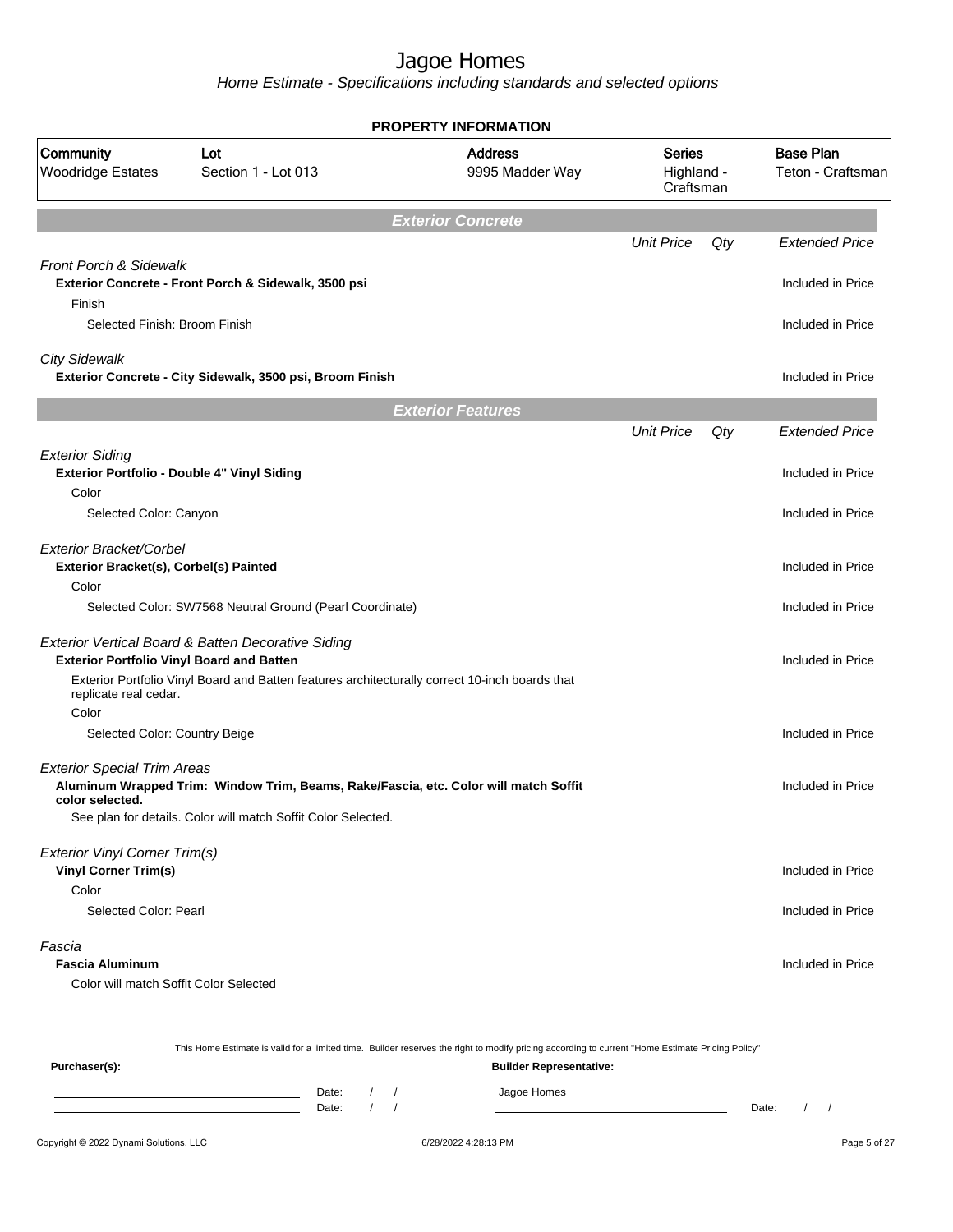# Jagoe Homes

*Home Estimate - Specifications including standards and selected options*

**PROPERTY INFORMATION**

| Community | Lot | Address | Series | Base Plan |
|---|---|---|---|---|
| Woodridge Estates | Section 1 - Lot 013 | 9995 Madder Way | Highland - Craftsman | Teton - Craftsman |

## Exterior Concrete

| | Unit Price | Qty | Extended Price |
|---|---|---|---|
| *Front Porch & Sidewalk* | | | |
| **Exterior Concrete - Front Porch & Sidewalk, 3500 psi** | | | Included in Price |
| Finish | | | |
| Selected Finish: Broom Finish | | | Included in Price |
| *City Sidewalk* | | | |
| **Exterior Concrete - City Sidewalk, 3500 psi, Broom Finish** | | | Included in Price |

## Exterior Features

| | Unit Price | Qty | Extended Price |
|---|---|---|---|
| *Exterior Siding* | | | |
| **Exterior Portfolio - Double 4" Vinyl Siding** | | | Included in Price |
| Color | | | |
| Selected Color: Canyon | | | Included in Price |
| *Exterior Bracket/Corbel* | | | |
| **Exterior Bracket(s), Corbel(s) Painted** | | | Included in Price |
| Color | | | |
| Selected Color: SW7568 Neutral Ground (Pearl Coordinate) | | | Included in Price |
| *Exterior Vertical Board & Batten Decorative Siding* | | | |
| **Exterior Portfolio Vinyl Board and Batten** | | | Included in Price |
| Exterior Portfolio Vinyl Board and Batten features architecturally correct 10-inch boards that replicate real cedar. | | | |
| Color | | | |
| Selected Color: Country Beige | | | Included in Price |
| *Exterior Special Trim Areas* | | | |
| **Aluminum Wrapped Trim: Window Trim, Beams, Rake/Fascia, etc. Color will match Soffit color selected.** | | | Included in Price |
| See plan for details. Color will match Soffit Color Selected. | | | |
| *Exterior Vinyl Corner Trim(s)* | | | |
| **Vinyl Corner Trim(s)** | | | Included in Price |
| Color | | | |
| Selected Color: Pearl | | | Included in Price |
| *Fascia* | | | |
| **Fascia Aluminum** | | | Included in Price |
| Color will match Soffit Color Selected | | | |

This Home Estimate is valid for a limited time. Builder reserves the right to modify pricing according to current "Home Estimate Pricing Policy"

**Purchaser(s):** Date: / / Date: / /

**Builder Representative:** Jagoe Homes Date: / /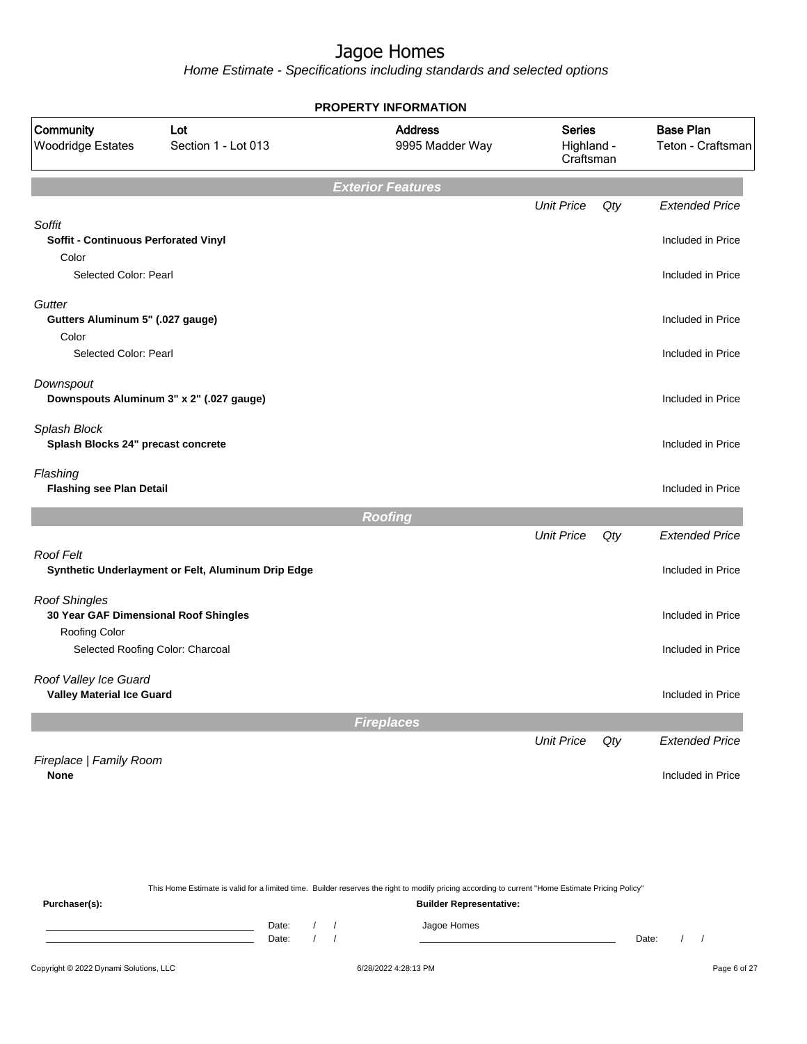# Jagoe Homes

*Home Estimate - Specifications including standards and selected options*

**PROPERTY INFORMATION**

| Community | Lot | Address | Series | Base Plan |
|---|---|---|---|---|
| Woodridge Estates | Section 1 - Lot 013 | 9995 Madder Way | Highland - Craftsman | Teton - Craftsman |

## Exterior Features

| | Unit Price | Qty | Extended Price |
|---|---|---|---|
| *Soffit* | | | |
| **Soffit - Continuous Perforated Vinyl** | | | Included in Price |
| Color | | | |
| Selected Color: Pearl | | | Included in Price |
| *Gutter* | | | |
| **Gutters Aluminum 5" (.027 gauge)** | | | Included in Price |
| Color | | | |
| Selected Color: Pearl | | | Included in Price |
| *Downspout* | | | |
| **Downspouts Aluminum 3" x 2" (.027 gauge)** | | | Included in Price |
| *Splash Block* | | | |
| **Splash Blocks 24" precast concrete** | | | Included in Price |
| *Flashing* | | | |
| **Flashing see Plan Detail** | | | Included in Price |

## Roofing

| | Unit Price | Qty | Extended Price |
|---|---|---|---|
| *Roof Felt* | | | |
| **Synthetic Underlayment or Felt, Aluminum Drip Edge** | | | Included in Price |
| *Roof Shingles* | | | |
| **30 Year GAF Dimensional Roof Shingles** | | | Included in Price |
| Roofing Color | | | |
| Selected Roofing Color: Charcoal | | | Included in Price |
| *Roof Valley Ice Guard* | | | |
| **Valley Material Ice Guard** | | | Included in Price |

## Fireplaces

| | Unit Price | Qty | Extended Price |
|---|---|---|---|
| *Fireplace \| Family Room* | | | |
| **None** | | | Included in Price |

This Home Estimate is valid for a limited time. Builder reserves the right to modify pricing according to current "Home Estimate Pricing Policy"

**Purchaser(s):**

Date: / /

Date: / /

**Builder Representative:**

Jagoe Homes

Date: / /

Copyright © 2022 Dynami Solutions, LLC    6/28/2022 4:28:13 PM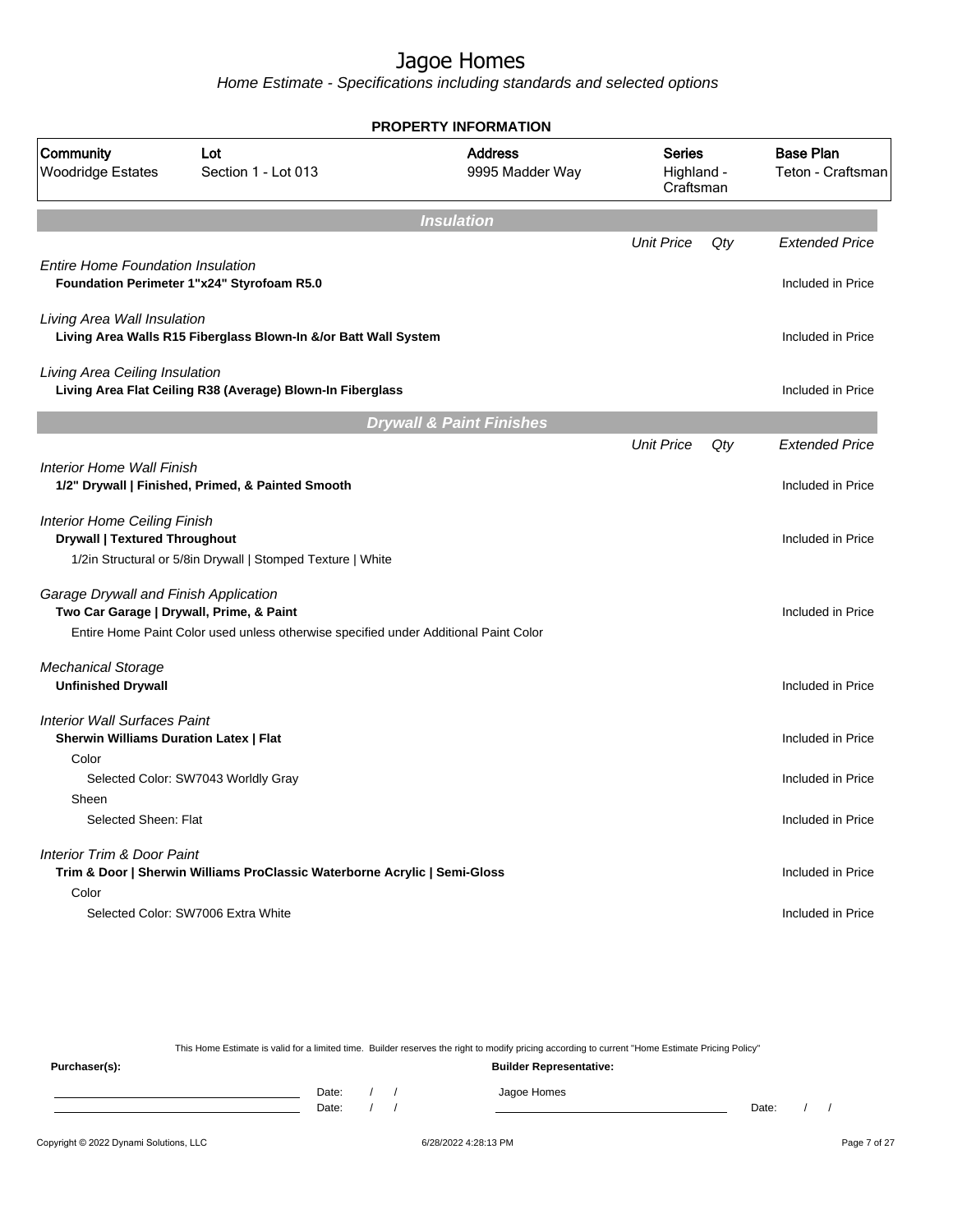# Jagoe Homes

*Home Estimate - Specifications including standards and selected options*

**PROPERTY INFORMATION**

| Community | Lot | Address | Series | Base Plan |
|---|---|---|---|---|
| Woodridge Estates | Section 1 - Lot 013 | 9995 Madder Way | Highland - Craftsman | Teton - Craftsman |

## Insulation

| | Unit Price | Qty | Extended Price |
|---|---|---|---|
| *Entire Home Foundation Insulation* | | | |
| **Foundation Perimeter 1"x24" Styrofoam R5.0** | | | Included in Price |
| *Living Area Wall Insulation* | | | |
| **Living Area Walls R15 Fiberglass Blown-In &/or Batt Wall System** | | | Included in Price |
| *Living Area Ceiling Insulation* | | | |
| **Living Area Flat Ceiling R38 (Average) Blown-In Fiberglass** | | | Included in Price |

## Drywall & Paint Finishes

| | Unit Price | Qty | Extended Price |
|---|---|---|---|
| *Interior Home Wall Finish* | | | |
| **1/2" Drywall \| Finished, Primed, & Painted Smooth** | | | Included in Price |
| *Interior Home Ceiling Finish* | | | |
| **Drywall \| Textured Throughout** | | | Included in Price |
| 1/2in Structural or 5/8in Drywall \| Stomped Texture \| White | | | |
| *Garage Drywall and Finish Application* | | | |
| **Two Car Garage \| Drywall, Prime, & Paint** | | | Included in Price |
| Entire Home Paint Color used unless otherwise specified under Additional Paint Color | | | |
| *Mechanical Storage* | | | |
| **Unfinished Drywall** | | | Included in Price |
| *Interior Wall Surfaces Paint* | | | |
| **Sherwin Williams Duration Latex \| Flat** | | | Included in Price |
| Color | | | |
| Selected Color: SW7043 Worldly Gray | | | Included in Price |
| Sheen | | | |
| Selected Sheen: Flat | | | Included in Price |
| *Interior Trim & Door Paint* | | | |
| **Trim & Door \| Sherwin Williams ProClassic Waterborne Acrylic \| Semi-Gloss** | | | Included in Price |
| Color | | | |
| Selected Color: SW7006 Extra White | | | Included in Price |

This Home Estimate is valid for a limited time. Builder reserves the right to modify pricing according to current "Home Estimate Pricing Policy"

**Purchaser(s):**

Date: / /

Date: / /

**Builder Representative:**

Jagoe Homes

Date: / /

Copyright © 2022 Dynami Solutions, LLC — 6/28/2022 4:28:13 PM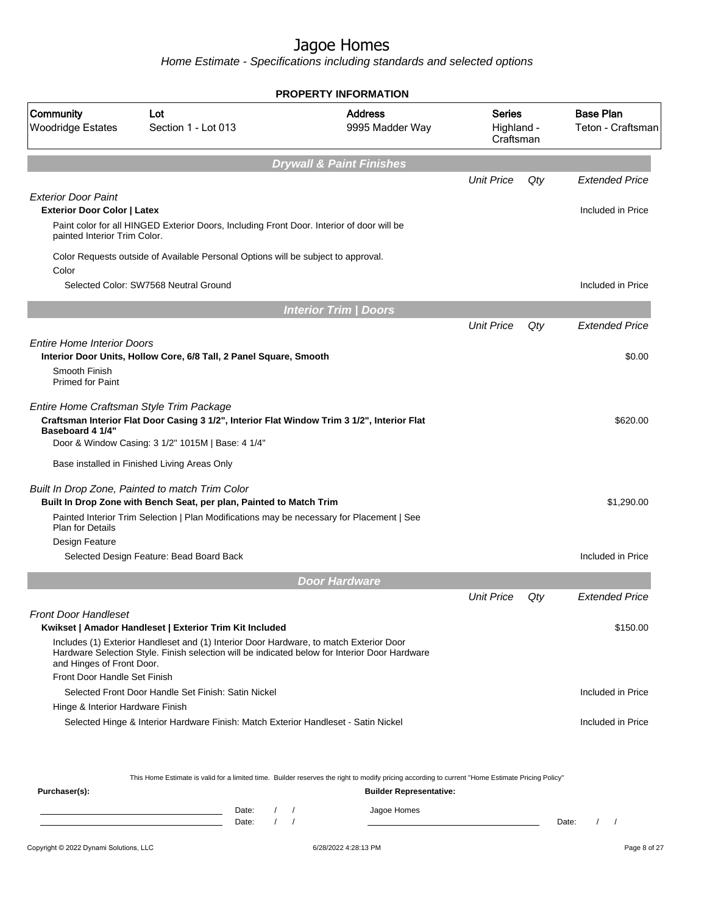# Jagoe Homes

*Home Estimate - Specifications including standards and selected options*

**PROPERTY INFORMATION**

| Community | Lot | Address | Series | Base Plan |
|---|---|---|---|---|
| Woodridge Estates | Section 1 - Lot 013 | 9995 Madder Way | Highland - Craftsman | Teton - Craftsman |

## *Drywall & Paint Finishes*

| | Unit Price | Qty | Extended Price |
|---|---|---|---|
| *Exterior Door Paint* | | | |
| **Exterior Door Color \| Latex** | | | Included in Price |
| Paint color for all HINGED Exterior Doors, Including Front Door. Interior of door will be painted Interior Trim Color. | | | |
| Color Requests outside of Available Personal Options will be subject to approval. | | | |
| Color | | | |
| Selected Color: SW7568 Neutral Ground | | | Included in Price |

## *Interior Trim | Doors*

| | Unit Price | Qty | Extended Price |
|---|---|---|---|
| *Entire Home Interior Doors* | | | |
| **Interior Door Units, Hollow Core, 6/8 Tall, 2 Panel Square, Smooth** | | | $0.00 |
| Smooth Finish<br>Primed for Paint | | | |
| *Entire Home Craftsman Style Trim Package* | | | |
| **Craftsman Interior Flat Door Casing 3 1/2", Interior Flat Window Trim 3 1/2", Interior Flat Baseboard 4 1/4"** | | | $620.00 |
| Door & Window Casing: 3 1/2" 1015M \| Base: 4 1/4" | | | |
| Base installed in Finished Living Areas Only | | | |
| *Built In Drop Zone, Painted to match Trim Color* | | | |
| **Built In Drop Zone with Bench Seat, per plan, Painted to Match Trim** | | | $1,290.00 |
| Painted Interior Trim Selection \| Plan Modifications may be necessary for Placement \| See Plan for Details | | | |
| Design Feature | | | |
| Selected Design Feature: Bead Board Back | | | Included in Price |

## *Door Hardware*

| | Unit Price | Qty | Extended Price |
|---|---|---|---|
| *Front Door Handleset* | | | |
| **Kwikset \| Amador Handleset \| Exterior Trim Kit Included** | | | $150.00 |
| Includes (1) Exterior Handleset and (1) Interior Door Hardware, to match Exterior Door Hardware Selection Style. Finish selection will be indicated below for Interior Door Hardware and Hinges of Front Door. | | | |
| Front Door Handle Set Finish | | | |
| Selected Front Door Handle Set Finish: Satin Nickel | | | Included in Price |
| Hinge & Interior Hardware Finish | | | |
| Selected Hinge & Interior Hardware Finish: Match Exterior Handleset - Satin Nickel | | | Included in Price |

This Home Estimate is valid for a limited time. Builder reserves the right to modify pricing according to current "Home Estimate Pricing Policy"

**Purchaser(s):** **Builder Representative:**

Date: / / Jagoe Homes

Date: / / Date: / /

Copyright © 2022 Dynami Solutions, LLC 6/28/2022 4:28:13 PM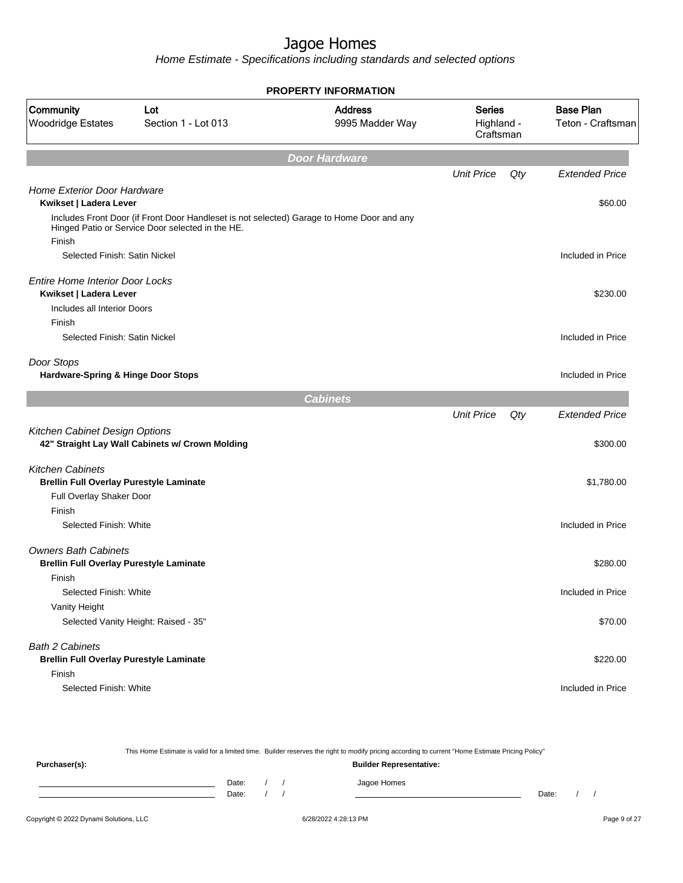# Jagoe Homes

*Home Estimate - Specifications including standards and selected options*

**PROPERTY INFORMATION**

| Community | Lot | Address | Series | Base Plan |
|---|---|---|---|---|
| Woodridge Estates | Section 1 - Lot 013 | 9995 Madder Way | Highland - Craftsman | Teton - Craftsman |

## Door Hardware

| | Unit Price | Qty | Extended Price |
|---|---|---|---|
| *Home Exterior Door Hardware* | | | |
| **Kwikset \| Ladera Lever** | | | $60.00 |
| Includes Front Door (if Front Door Handleset is not selected) Garage to Home Door and any Hinged Patio or Service Door selected in the HE. | | | |
| Finish | | | |
| Selected Finish: Satin Nickel | | | Included in Price |
| *Entire Home Interior Door Locks* | | | |
| **Kwikset \| Ladera Lever** | | | $230.00 |
| Includes all Interior Doors | | | |
| Finish | | | |
| Selected Finish: Satin Nickel | | | Included in Price |
| *Door Stops* | | | |
| **Hardware-Spring & Hinge Door Stops** | | | Included in Price |

## Cabinets

| | Unit Price | Qty | Extended Price |
|---|---|---|---|
| *Kitchen Cabinet Design Options* | | | |
| **42" Straight Lay Wall Cabinets w/ Crown Molding** | | | $300.00 |
| *Kitchen Cabinets* | | | |
| **Brellin Full Overlay Purestyle Laminate** | | | $1,780.00 |
| Full Overlay Shaker Door | | | |
| Finish | | | |
| Selected Finish: White | | | Included in Price |
| *Owners Bath Cabinets* | | | |
| **Brellin Full Overlay Purestyle Laminate** | | | $280.00 |
| Finish | | | |
| Selected Finish: White | | | Included in Price |
| Vanity Height | | | |
| Selected Vanity Height: Raised - 35" | | | $70.00 |
| *Bath 2 Cabinets* | | | |
| **Brellin Full Overlay Purestyle Laminate** | | | $220.00 |
| Finish | | | |
| Selected Finish: White | | | Included in Price |

This Home Estimate is valid for a limited time. Builder reserves the right to modify pricing according to current "Home Estimate Pricing Policy"

**Purchaser(s):** ______________________ Date: / /

______________________ Date: / /

**Builder Representative:** Jagoe Homes ______________________ Date: / /

Copyright © 2022 Dynami Solutions, LLC 6/28/2022 4:28:13 PM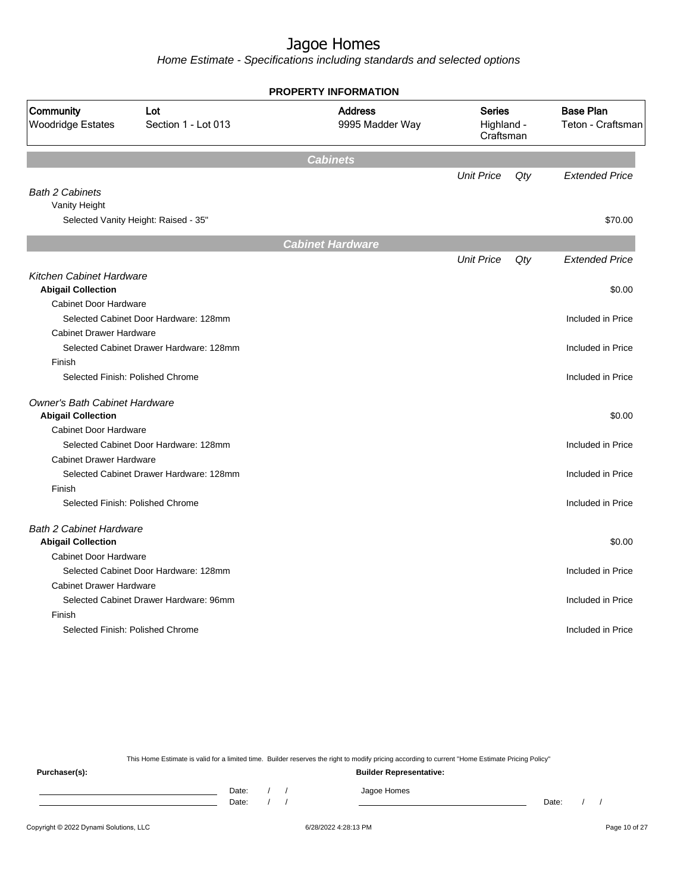# Jagoe Homes

*Home Estimate - Specifications including standards and selected options*

**PROPERTY INFORMATION**

| Community | Lot | Address | Series | Base Plan |
|---|---|---|---|---|
| Woodridge Estates | Section 1 - Lot 013 | 9995 Madder Way | Highland - Craftsman | Teton - Craftsman |

## Cabinets

| | Unit Price | Qty | Extended Price |
|---|---|---|---|
| *Bath 2 Cabinets* | | | |
| Vanity Height | | | |
| Selected Vanity Height: Raised - 35" | | | $70.00 |

## Cabinet Hardware

| | Unit Price | Qty | Extended Price |
|---|---|---|---|
| *Kitchen Cabinet Hardware* | | | |
| **Abigail Collection** | | | $0.00 |
| Cabinet Door Hardware | | | |
| Selected Cabinet Door Hardware: 128mm | | | Included in Price |
| Cabinet Drawer Hardware | | | |
| Selected Cabinet Drawer Hardware: 128mm | | | Included in Price |
| Finish | | | |
| Selected Finish: Polished Chrome | | | Included in Price |
| *Owner's Bath Cabinet Hardware* | | | |
| **Abigail Collection** | | | $0.00 |
| Cabinet Door Hardware | | | |
| Selected Cabinet Door Hardware: 128mm | | | Included in Price |
| Cabinet Drawer Hardware | | | |
| Selected Cabinet Drawer Hardware: 128mm | | | Included in Price |
| Finish | | | |
| Selected Finish: Polished Chrome | | | Included in Price |
| *Bath 2 Cabinet Hardware* | | | |
| **Abigail Collection** | | | $0.00 |
| Cabinet Door Hardware | | | |
| Selected Cabinet Door Hardware: 128mm | | | Included in Price |
| Cabinet Drawer Hardware | | | |
| Selected Cabinet Drawer Hardware: 96mm | | | Included in Price |
| Finish | | | |
| Selected Finish: Polished Chrome | | | Included in Price |

This Home Estimate is valid for a limited time. Builder reserves the right to modify pricing according to current "Home Estimate Pricing Policy"

**Purchaser(s):**

Date: / /
Date: / /

**Builder Representative:**

Jagoe Homes

Date: / /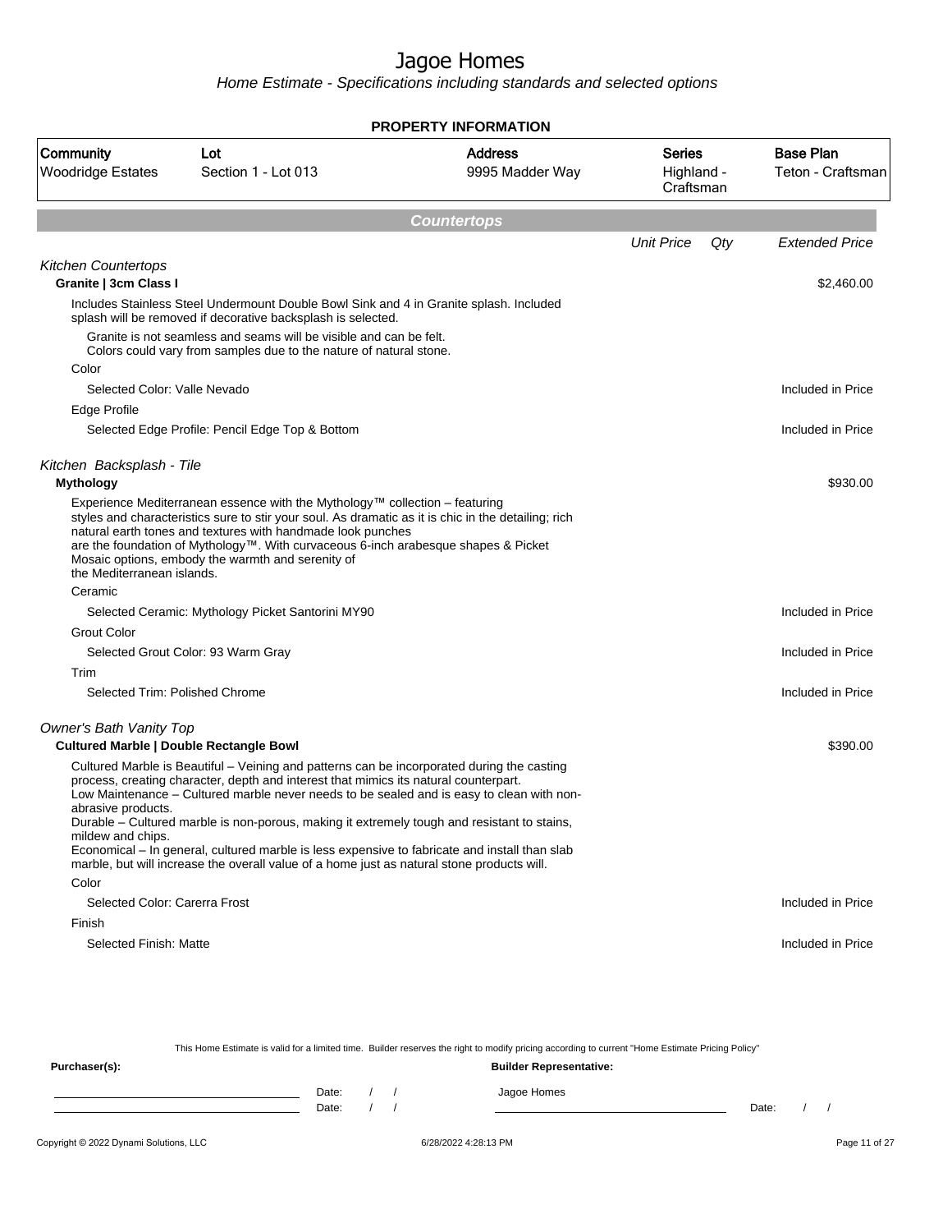# Jagoe Homes

*Home Estimate - Specifications including standards and selected options*

## PROPERTY INFORMATION

| Community | Lot | Address | Series | Base Plan |
|---|---|---|---|---|
| Woodridge Estates | Section 1 - Lot 013 | 9995 Madder Way | Highland - Craftsman | Teton - Craftsman |

## Countertops

| | *Unit Price* | *Qty* | *Extended Price* |
|---|---|---|---|
| *Kitchen Countertops* | | | |
| **Granite \| 3cm Class I** | | | $2,460.00 |
| Includes Stainless Steel Undermount Double Bowl Sink and 4 in Granite splash. Included splash will be removed if decorative backsplash is selected. | | | |
| Granite is not seamless and seams will be visible and can be felt. Colors could vary from samples due to the nature of natural stone. | | | |
| Color | | | |
| Selected Color: Valle Nevado | | | Included in Price |
| Edge Profile | | | |
| Selected Edge Profile: Pencil Edge Top & Bottom | | | Included in Price |
| *Kitchen Backsplash - Tile* | | | |
| **Mythology** | | | $930.00 |
| Experience Mediterranean essence with the Mythology™ collection – featuring styles and characteristics sure to stir your soul. As dramatic as it is chic in the detailing; rich natural earth tones and textures with handmade look punches are the foundation of Mythology™. With curvaceous 6-inch arabesque shapes & Picket Mosaic options, embody the warmth and serenity of the Mediterranean islands. | | | |
| Ceramic | | | |
| Selected Ceramic: Mythology Picket Santorini MY90 | | | Included in Price |
| Grout Color | | | |
| Selected Grout Color: 93 Warm Gray | | | Included in Price |
| Trim | | | |
| Selected Trim: Polished Chrome | | | Included in Price |
| *Owner's Bath Vanity Top* | | | |
| **Cultured Marble \| Double Rectangle Bowl** | | | $390.00 |
| Cultured Marble is Beautiful – Veining and patterns can be incorporated during the casting process, creating character, depth and interest that mimics its natural counterpart. Low Maintenance – Cultured marble never needs to be sealed and is easy to clean with non-abrasive products. Durable – Cultured marble is non-porous, making it extremely tough and resistant to stains, mildew and chips. Economical – In general, cultured marble is less expensive to fabricate and install than slab marble, but will increase the overall value of a home just as natural stone products will. | | | |
| Color | | | |
| Selected Color: Carerra Frost | | | Included in Price |
| Finish | | | |
| Selected Finish: Matte | | | Included in Price |

This Home Estimate is valid for a limited time. Builder reserves the right to modify pricing according to current "Home Estimate Pricing Policy"

**Purchaser(s):**

Date: / /

Date: / /

**Builder Representative:**

Jagoe Homes

Date: / /

Copyright © 2022 Dynami Solutions, LLC — 6/28/2022 4:28:13 PM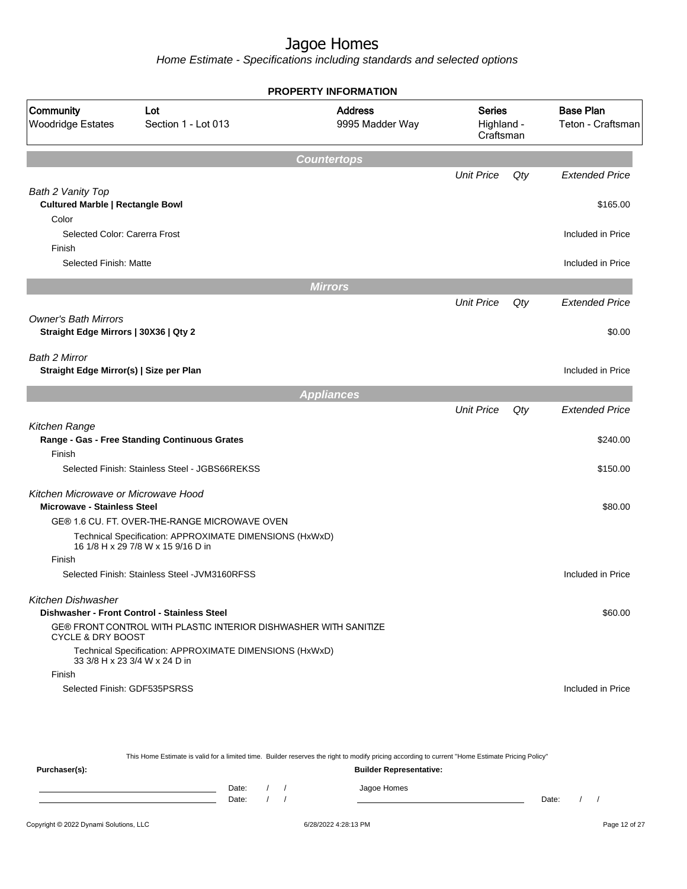# Jagoe Homes

*Home Estimate - Specifications including standards and selected options*

**PROPERTY INFORMATION**

| Community | Lot | Address | Series | Base Plan |
|---|---|---|---|---|
| Woodridge Estates | Section 1 - Lot 013 | 9995 Madder Way | Highland - Craftsman | Teton - Craftsman |

## Countertops

| | Unit Price | Qty | Extended Price |
|---|---|---|---|
| *Bath 2 Vanity Top* | | | |
| **Cultured Marble \| Rectangle Bowl** | | | $165.00 |
| Color | | | |
| Selected Color: Carerra Frost | | | Included in Price |
| Finish | | | |
| Selected Finish: Matte | | | Included in Price |

## Mirrors

| | Unit Price | Qty | Extended Price |
|---|---|---|---|
| *Owner's Bath Mirrors* | | | |
| **Straight Edge Mirrors \| 30X36 \| Qty 2** | | | $0.00 |
| *Bath 2 Mirror* | | | |
| **Straight Edge Mirror(s) \| Size per Plan** | | | Included in Price |

## Appliances

| | Unit Price | Qty | Extended Price |
|---|---|---|---|
| *Kitchen Range* | | | |
| **Range - Gas - Free Standing Continuous Grates** | | | $240.00 |
| Finish | | | |
| Selected Finish: Stainless Steel - JGBS66REKSS | | | $150.00 |
| *Kitchen Microwave or Microwave Hood* | | | |
| **Microwave - Stainless Steel** | | | $80.00 |
| GE® 1.6 CU. FT. OVER-THE-RANGE MICROWAVE OVEN | | | |
| Technical Specification: APPROXIMATE DIMENSIONS (HxWxD) 16 1/8 H x 29 7/8 W x 15 9/16 D in | | | |
| Finish | | | |
| Selected Finish: Stainless Steel -JVM3160RFSS | | | Included in Price |
| *Kitchen Dishwasher* | | | |
| **Dishwasher - Front Control - Stainless Steel** | | | $60.00 |
| GE® FRONT CONTROL WITH PLASTIC INTERIOR DISHWASHER WITH SANITIZE CYCLE & DRY BOOST | | | |
| Technical Specification: APPROXIMATE DIMENSIONS (HxWxD) 33 3/8 H x 23 3/4 W x 24 D in | | | |
| Finish | | | |
| Selected Finish: GDF535PSRSS | | | Included in Price |

This Home Estimate is valid for a limited time. Builder reserves the right to modify pricing according to current "Home Estimate Pricing Policy"

**Purchaser(s):** Date: / / Date: / /

**Builder Representative:** Jagoe Homes Date: / /

Copyright © 2022 Dynami Solutions, LLC 6/28/2022 4:28:13 PM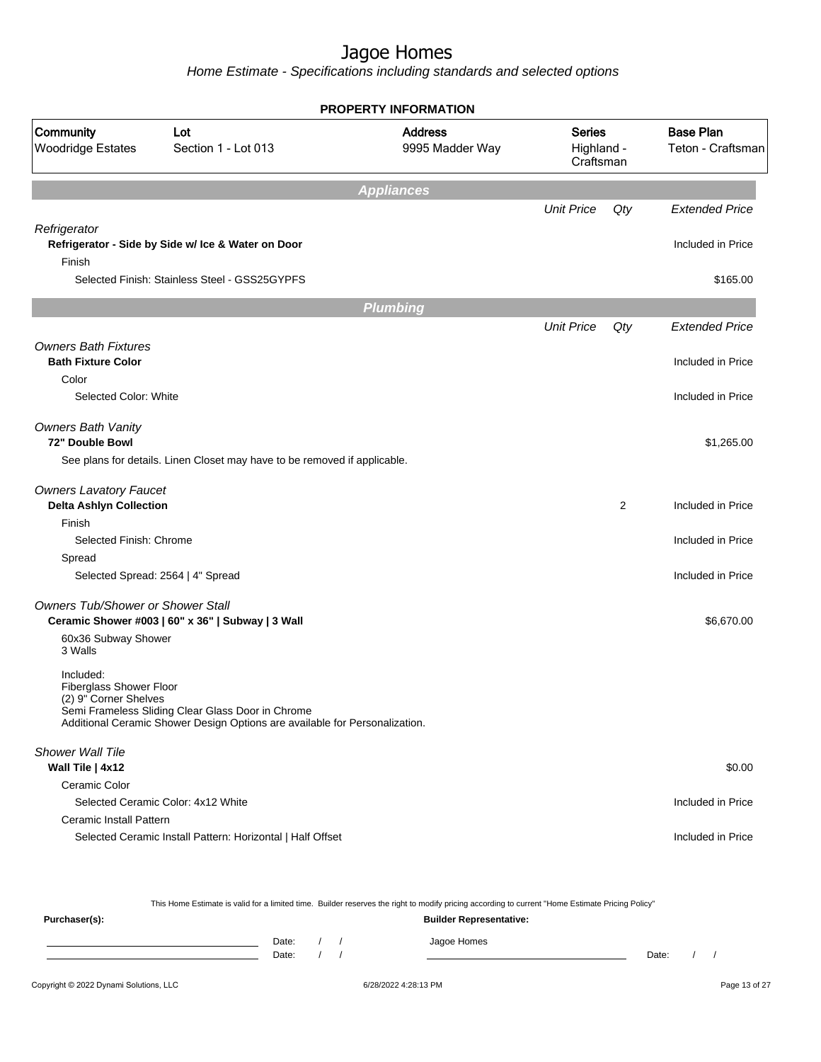# Jagoe Homes

Home Estimate - Specifications including standards and selected options

**PROPERTY INFORMATION**

| Community | Lot | Address | Series | Base Plan |
|---|---|---|---|---|
| Woodridge Estates | Section 1 - Lot 013 | 9995 Madder Way | Highland - Craftsman | Teton - Craftsman |

## Appliances

| | Unit Price | Qty | Extended Price |
|---|---|---|---|
| *Refrigerator* | | | |
| **Refrigerator - Side by Side w/ Ice & Water on Door** | | | Included in Price |
| Finish | | | |
| Selected Finish: Stainless Steel - GSS25GYPFS | | | $165.00 |

## Plumbing

| | Unit Price | Qty | Extended Price |
|---|---|---|---|
| *Owners Bath Fixtures* | | | |
| **Bath Fixture Color** | | | Included in Price |
| Color | | | |
| Selected Color: White | | | Included in Price |
| *Owners Bath Vanity* | | | |
| **72" Double Bowl** | | | $1,265.00 |
| See plans for details. Linen Closet may have to be removed if applicable. | | | |
| *Owners Lavatory Faucet* | | | |
| **Delta Ashlyn Collection** | | 2 | Included in Price |
| Finish | | | |
| Selected Finish: Chrome | | | Included in Price |
| Spread | | | |
| Selected Spread: 2564 \| 4" Spread | | | Included in Price |
| *Owners Tub/Shower or Shower Stall* | | | |
| **Ceramic Shower #003 \| 60" x 36" \| Subway \| 3 Wall** | | | $6,670.00 |
| 60x36 Subway Shower<br>3 Walls<br><br>Included:<br>Fiberglass Shower Floor<br>(2) 9" Corner Shelves<br>Semi Frameless Sliding Clear Glass Door in Chrome<br>Additional Ceramic Shower Design Options are available for Personalization. | | | |
| *Shower Wall Tile* | | | |
| **Wall Tile \| 4x12** | | | $0.00 |
| Ceramic Color | | | |
| Selected Ceramic Color: 4x12 White | | | Included in Price |
| Ceramic Install Pattern | | | |
| Selected Ceramic Install Pattern: Horizontal \| Half Offset | | | Included in Price |

This Home Estimate is valid for a limited time. Builder reserves the right to modify pricing according to current "Home Estimate Pricing Policy"

**Purchaser(s):**

Date: / /

Date: / /

**Builder Representative:**

Jagoe Homes

Date: / /

Copyright © 2022 Dynami Solutions, LLC    6/28/2022 4:28:13 PM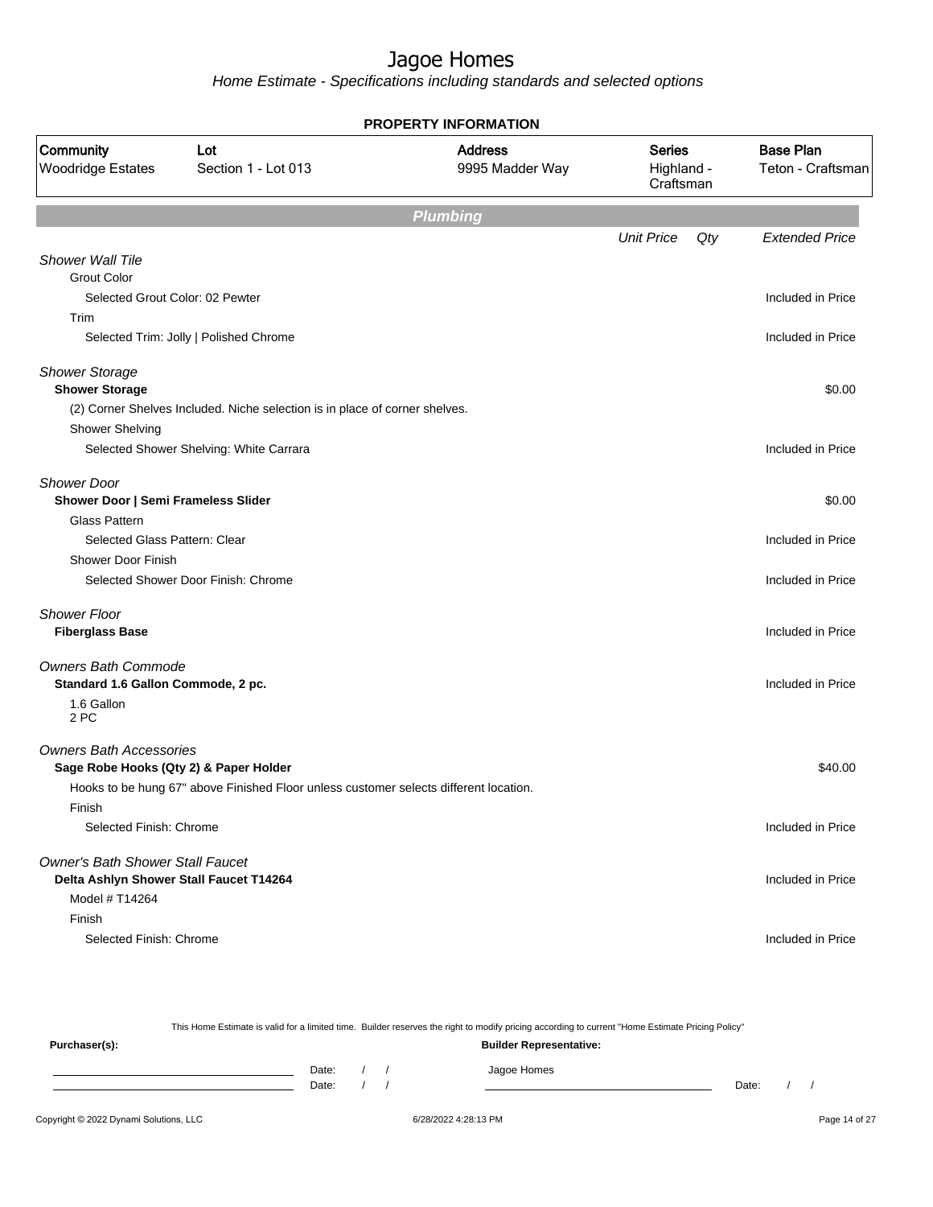# Jagoe Homes

*Home Estimate - Specifications including standards and selected options*

**PROPERTY INFORMATION**

| Community | Lot | Address | Series | Base Plan |
|---|---|---|---|---|
| Woodridge Estates | Section 1 - Lot 013 | 9995 Madder Way | Highland - Craftsman | Teton - Craftsman |

## Plumbing

| | Unit Price | Qty | Extended Price |
|---|---|---|---|
| *Shower Wall Tile* | | | |
| Grout Color | | | |
| Selected Grout Color: 02 Pewter | | | Included in Price |
| Trim | | | |
| Selected Trim: Jolly \| Polished Chrome | | | Included in Price |
| *Shower Storage* | | | |
| **Shower Storage** | | | $0.00 |
| (2) Corner Shelves Included. Niche selection is in place of corner shelves. | | | |
| Shower Shelving | | | |
| Selected Shower Shelving: White Carrara | | | Included in Price |
| *Shower Door* | | | |
| **Shower Door \| Semi Frameless Slider** | | | $0.00 |
| Glass Pattern | | | |
| Selected Glass Pattern: Clear | | | Included in Price |
| Shower Door Finish | | | |
| Selected Shower Door Finish: Chrome | | | Included in Price |
| *Shower Floor* | | | |
| **Fiberglass Base** | | | Included in Price |
| *Owners Bath Commode* | | | |
| **Standard 1.6 Gallon Commode, 2 pc.** | | | Included in Price |
| 1.6 Gallon 2 PC | | | |
| *Owners Bath Accessories* | | | |
| **Sage Robe Hooks (Qty 2) & Paper Holder** | | | $40.00 |
| Hooks to be hung 67" above Finished Floor unless customer selects different location. | | | |
| Finish | | | |
| Selected Finish: Chrome | | | Included in Price |
| *Owner's Bath Shower Stall Faucet* | | | |
| **Delta Ashlyn Shower Stall Faucet T14264** | | | Included in Price |
| Model # T14264 | | | |
| Finish | | | |
| Selected Finish: Chrome | | | Included in Price |

This Home Estimate is valid for a limited time. Builder reserves the right to modify pricing according to current "Home Estimate Pricing Policy"

**Purchaser(s):**

Date: / /
Date: / /

**Builder Representative:**

Jagoe Homes

Date: / /

Copyright © 2022 Dynami Solutions, LLC — 6/28/2022 4:28:13 PM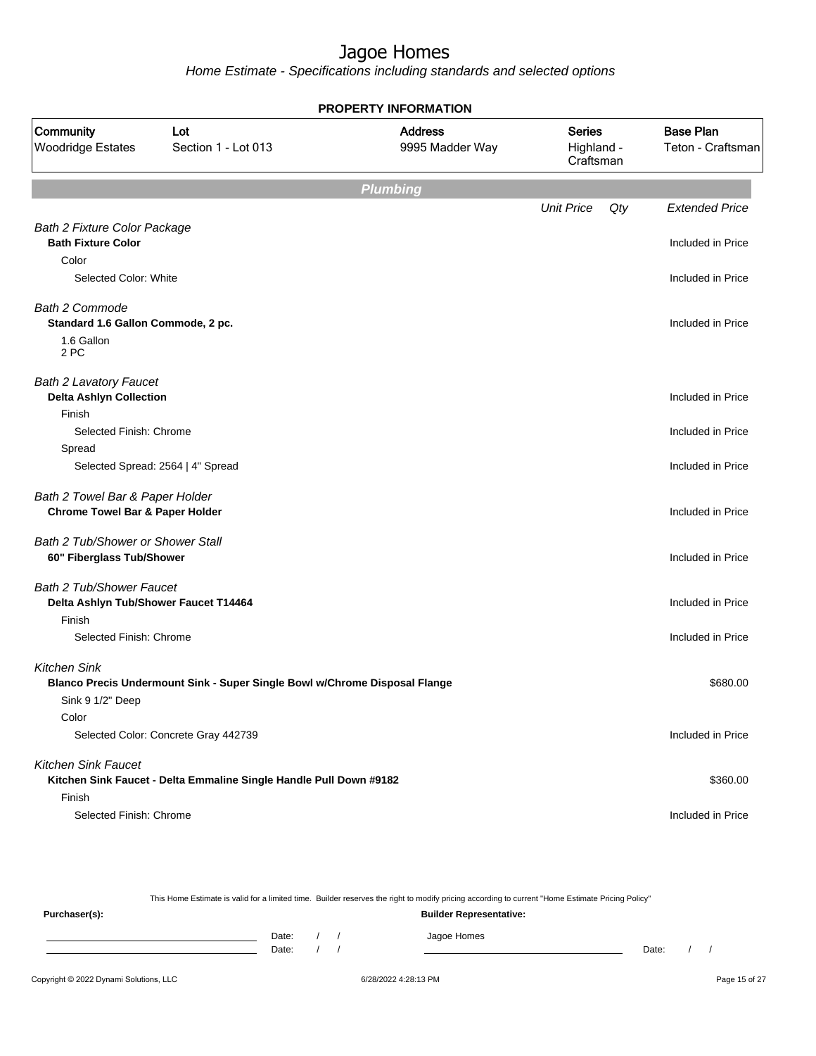# Jagoe Homes

Home Estimate - Specifications including standards and selected options

## PROPERTY INFORMATION

| Community | Lot | Address | Series | Base Plan |
|---|---|---|---|---|
| Woodridge Estates | Section 1 - Lot 013 | 9995 Madder Way | Highland - Craftsman | Teton - Craftsman |

## Plumbing

| | Unit Price | Qty | Extended Price |
|---|---|---|---|
| *Bath 2 Fixture Color Package* | | | |
| **Bath Fixture Color** | | | Included in Price |
| Color | | | |
| Selected Color: White | | | Included in Price |
| *Bath 2 Commode* | | | |
| **Standard 1.6 Gallon Commode, 2 pc.** | | | Included in Price |
| 1.6 Gallon 2 PC | | | |
| *Bath 2 Lavatory Faucet* | | | |
| **Delta Ashlyn Collection** | | | Included in Price |
| Finish | | | |
| Selected Finish: Chrome | | | Included in Price |
| Spread | | | |
| Selected Spread: 2564 \| 4" Spread | | | Included in Price |
| *Bath 2 Towel Bar & Paper Holder* | | | |
| **Chrome Towel Bar & Paper Holder** | | | Included in Price |
| *Bath 2 Tub/Shower or Shower Stall* | | | |
| **60" Fiberglass Tub/Shower** | | | Included in Price |
| *Bath 2 Tub/Shower Faucet* | | | |
| **Delta Ashlyn Tub/Shower Faucet T14464** | | | Included in Price |
| Finish | | | |
| Selected Finish: Chrome | | | Included in Price |
| *Kitchen Sink* | | | |
| **Blanco Precis Undermount Sink - Super Single Bowl w/Chrome Disposal Flange** | | | $680.00 |
| Sink 9 1/2" Deep | | | |
| Color | | | |
| Selected Color: Concrete Gray 442739 | | | Included in Price |
| *Kitchen Sink Faucet* | | | |
| **Kitchen Sink Faucet - Delta Emmaline Single Handle Pull Down #9182** | | | $360.00 |
| Finish | | | |
| Selected Finish: Chrome | | | Included in Price |

This Home Estimate is valid for a limited time. Builder reserves the right to modify pricing according to current "Home Estimate Pricing Policy"

**Purchaser(s):**

Date: / /

Date: / /

**Builder Representative:**

Jagoe Homes

Date: / /

Copyright © 2022 Dynami Solutions, LLC — 6/28/2022 4:28:13 PM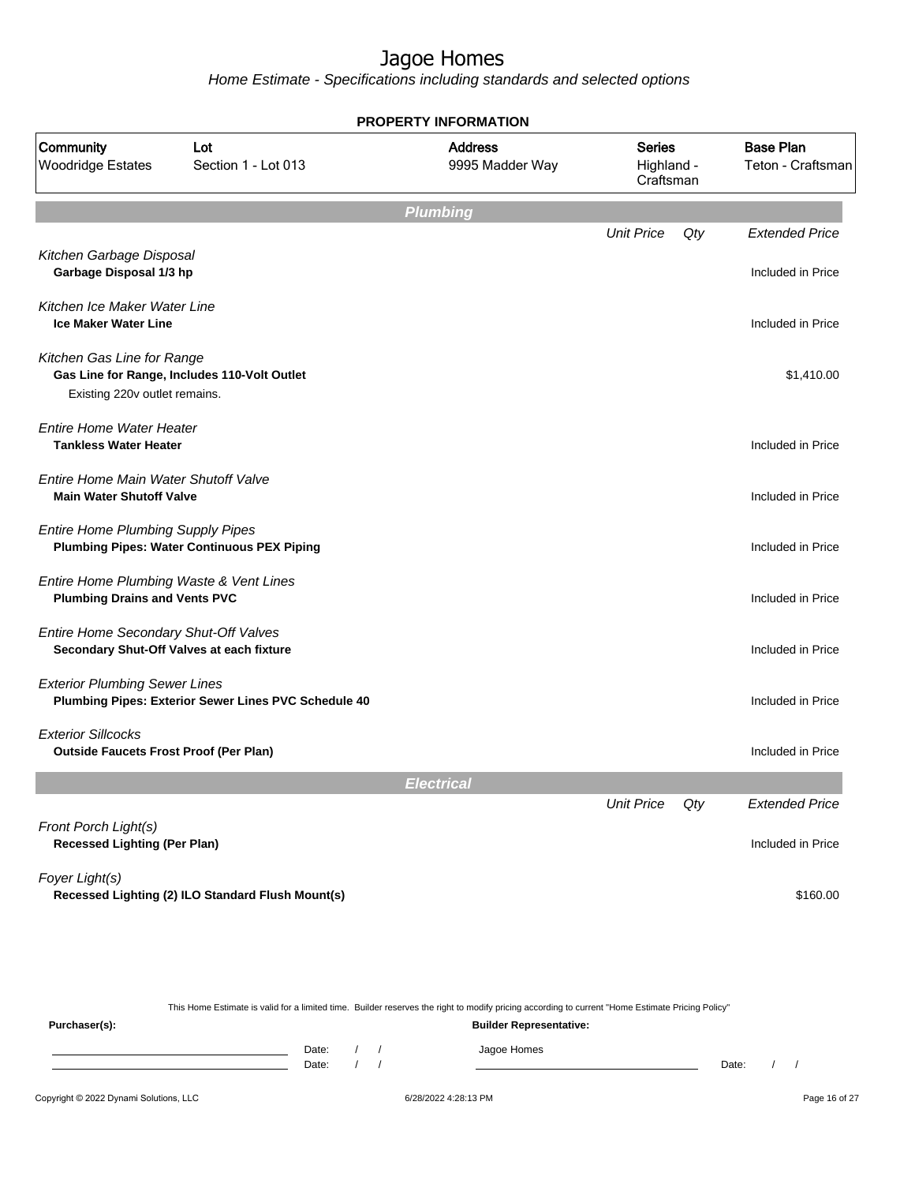# Jagoe Homes

*Home Estimate - Specifications including standards and selected options*

**PROPERTY INFORMATION**

| Community | Lot | Address | Series | Base Plan |
|---|---|---|---|---|
| Woodridge Estates | Section 1 - Lot 013 | 9995 Madder Way | Highland - Craftsman | Teton - Craftsman |

## Plumbing

| | Unit Price | Qty | Extended Price |
|---|---|---|---|
| *Kitchen Garbage Disposal*<br>**Garbage Disposal 1/3 hp** | | | Included in Price |
| *Kitchen Ice Maker Water Line*<br>**Ice Maker Water Line** | | | Included in Price |
| *Kitchen Gas Line for Range*<br>**Gas Line for Range, Includes 110-Volt Outlet**<br>Existing 220v outlet remains. | | | $1,410.00 |
| *Entire Home Water Heater*<br>**Tankless Water Heater** | | | Included in Price |
| *Entire Home Main Water Shutoff Valve*<br>**Main Water Shutoff Valve** | | | Included in Price |
| *Entire Home Plumbing Supply Pipes*<br>**Plumbing Pipes: Water Continuous PEX Piping** | | | Included in Price |
| *Entire Home Plumbing Waste & Vent Lines*<br>**Plumbing Drains and Vents PVC** | | | Included in Price |
| *Entire Home Secondary Shut-Off Valves*<br>**Secondary Shut-Off Valves at each fixture** | | | Included in Price |
| *Exterior Plumbing Sewer Lines*<br>**Plumbing Pipes: Exterior Sewer Lines PVC Schedule 40** | | | Included in Price |
| *Exterior Sillcocks*<br>**Outside Faucets Frost Proof (Per Plan)** | | | Included in Price |

## Electrical

| | Unit Price | Qty | Extended Price |
|---|---|---|---|
| *Front Porch Light(s)*<br>**Recessed Lighting (Per Plan)** | | | Included in Price |
| *Foyer Light(s)*<br>**Recessed Lighting (2) ILO Standard Flush Mount(s)** | | | $160.00 |

This Home Estimate is valid for a limited time. Builder reserves the right to modify pricing according to current "Home Estimate Pricing Policy"

**Purchaser(s):**

Date: / /

Date: / /

**Builder Representative:**

Jagoe Homes

Date: / /

Copyright © 2022 Dynami Solutions, LLC — 6/28/2022 4:28:13 PM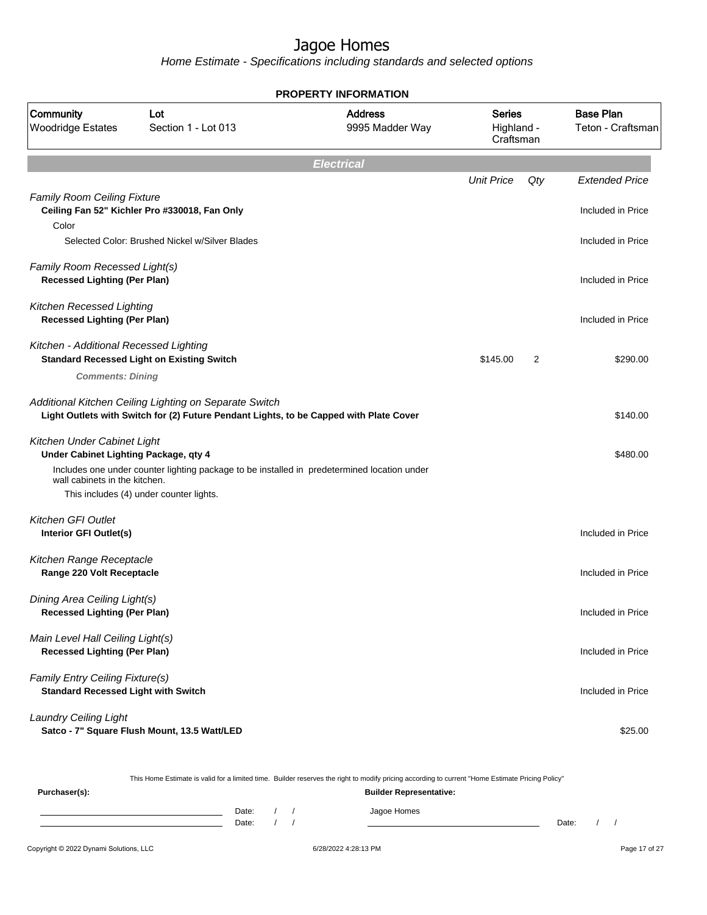# Jagoe Homes

*Home Estimate - Specifications including standards and selected options*

**PROPERTY INFORMATION**

| Community | Lot | Address | Series | Base Plan |
|---|---|---|---|---|
| Woodridge Estates | Section 1 - Lot 013 | 9995 Madder Way | Highland - Craftsman | Teton - Craftsman |

## *Electrical*

| | Unit Price | Qty | Extended Price |
|---|---|---|---|
| *Family Room Ceiling Fixture* | | | |
| **Ceiling Fan 52" Kichler Pro #330018, Fan Only** | | | Included in Price |
| Color | | | |
| Selected Color: Brushed Nickel w/Silver Blades | | | Included in Price |
| *Family Room Recessed Light(s)* | | | |
| **Recessed Lighting (Per Plan)** | | | Included in Price |
| *Kitchen Recessed Lighting* | | | |
| **Recessed Lighting (Per Plan)** | | | Included in Price |
| *Kitchen - Additional Recessed Lighting* | | | |
| **Standard Recessed Light on Existing Switch** | $145.00 | 2 | $290.00 |
| ***Comments: Dining*** | | | |
| *Additional Kitchen Ceiling Lighting on Separate Switch* | | | |
| **Light Outlets with Switch for (2) Future Pendant Lights, to be Capped with Plate Cover** | | | $140.00 |
| *Kitchen Under Cabinet Light* | | | |
| **Under Cabinet Lighting Package, qty 4** | | | $480.00 |
| Includes one under counter lighting package to be installed in predetermined location under wall cabinets in the kitchen. This includes (4) under counter lights. | | | |
| *Kitchen GFI Outlet* | | | |
| **Interior GFI Outlet(s)** | | | Included in Price |
| *Kitchen Range Receptacle* | | | |
| **Range 220 Volt Receptacle** | | | Included in Price |
| *Dining Area Ceiling Light(s)* | | | |
| **Recessed Lighting (Per Plan)** | | | Included in Price |
| *Main Level Hall Ceiling Light(s)* | | | |
| **Recessed Lighting (Per Plan)** | | | Included in Price |
| *Family Entry Ceiling Fixture(s)* | | | |
| **Standard Recessed Light with Switch** | | | Included in Price |
| *Laundry Ceiling Light* | | | |
| **Satco - 7" Square Flush Mount, 13.5 Watt/LED** | | | $25.00 |

This Home Estimate is valid for a limited time. Builder reserves the right to modify pricing according to current "Home Estimate Pricing Policy"

**Purchaser(s):**

Date: / /

Date: / /

**Builder Representative:**

Jagoe Homes

Date: / /

Copyright © 2022 Dynami Solutions, LLC — 6/28/2022 4:28:13 PM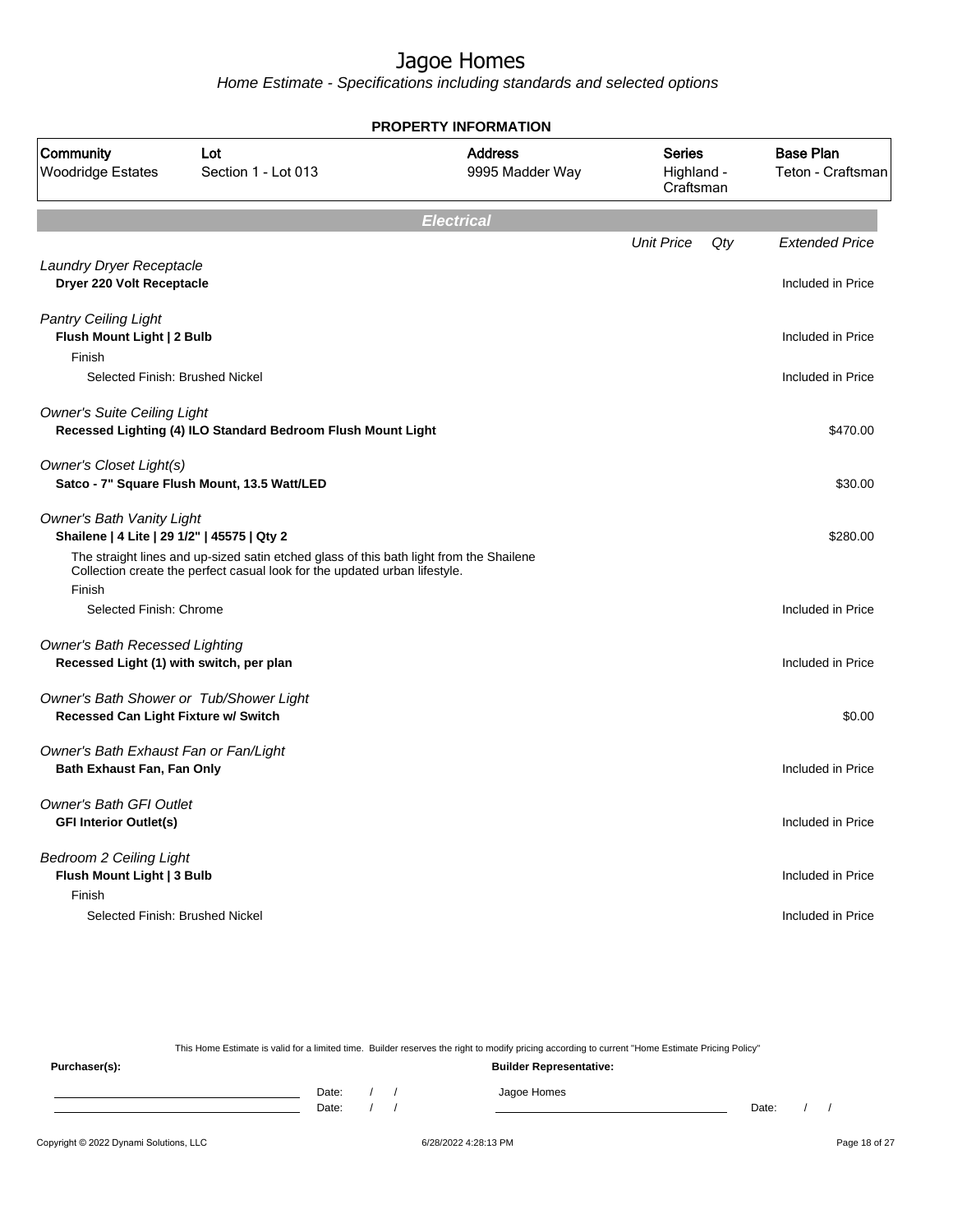# Jagoe Homes

*Home Estimate - Specifications including standards and selected options*

**PROPERTY INFORMATION**

| Community | Lot | Address | Series | Base Plan |
|---|---|---|---|---|
| Woodridge Estates | Section 1 - Lot 013 | 9995 Madder Way | Highland - Craftsman | Teton - Craftsman |

## Electrical

| | Unit Price | Qty | Extended Price |
|---|---|---|---|
| *Laundry Dryer Receptacle* | | | |
| **Dryer 220 Volt Receptacle** | | | Included in Price |
| *Pantry Ceiling Light* | | | |
| **Flush Mount Light \| 2 Bulb** | | | Included in Price |
| Finish | | | |
| Selected Finish: Brushed Nickel | | | Included in Price |
| *Owner's Suite Ceiling Light* | | | |
| **Recessed Lighting (4) ILO Standard Bedroom Flush Mount Light** | | | $470.00 |
| *Owner's Closet Light(s)* | | | |
| **Satco - 7" Square Flush Mount, 13.5 Watt/LED** | | | $30.00 |
| *Owner's Bath Vanity Light* | | | |
| **Shailene \| 4 Lite \| 29 1/2" \| 45575 \| Qty 2** | | | $280.00 |
| The straight lines and up-sized satin etched glass of this bath light from the Shailene Collection create the perfect casual look for the updated urban lifestyle. | | | |
| Finish | | | |
| Selected Finish: Chrome | | | Included in Price |
| *Owner's Bath Recessed Lighting* | | | |
| **Recessed Light (1) with switch, per plan** | | | Included in Price |
| *Owner's Bath Shower or Tub/Shower Light* | | | |
| **Recessed Can Light Fixture w/ Switch** | | | $0.00 |
| *Owner's Bath Exhaust Fan or Fan/Light* | | | |
| **Bath Exhaust Fan, Fan Only** | | | Included in Price |
| *Owner's Bath GFI Outlet* | | | |
| **GFI Interior Outlet(s)** | | | Included in Price |
| *Bedroom 2 Ceiling Light* | | | |
| **Flush Mount Light \| 3 Bulb** | | | Included in Price |
| Finish | | | |
| Selected Finish: Brushed Nickel | | | Included in Price |

This Home Estimate is valid for a limited time. Builder reserves the right to modify pricing according to current "Home Estimate Pricing Policy"

**Purchaser(s):** 

Date: / /

Date: / /

**Builder Representative:**

Jagoe Homes

Date: / /

Copyright © 2022 Dynami Solutions, LLC — 6/28/2022 4:28:13 PM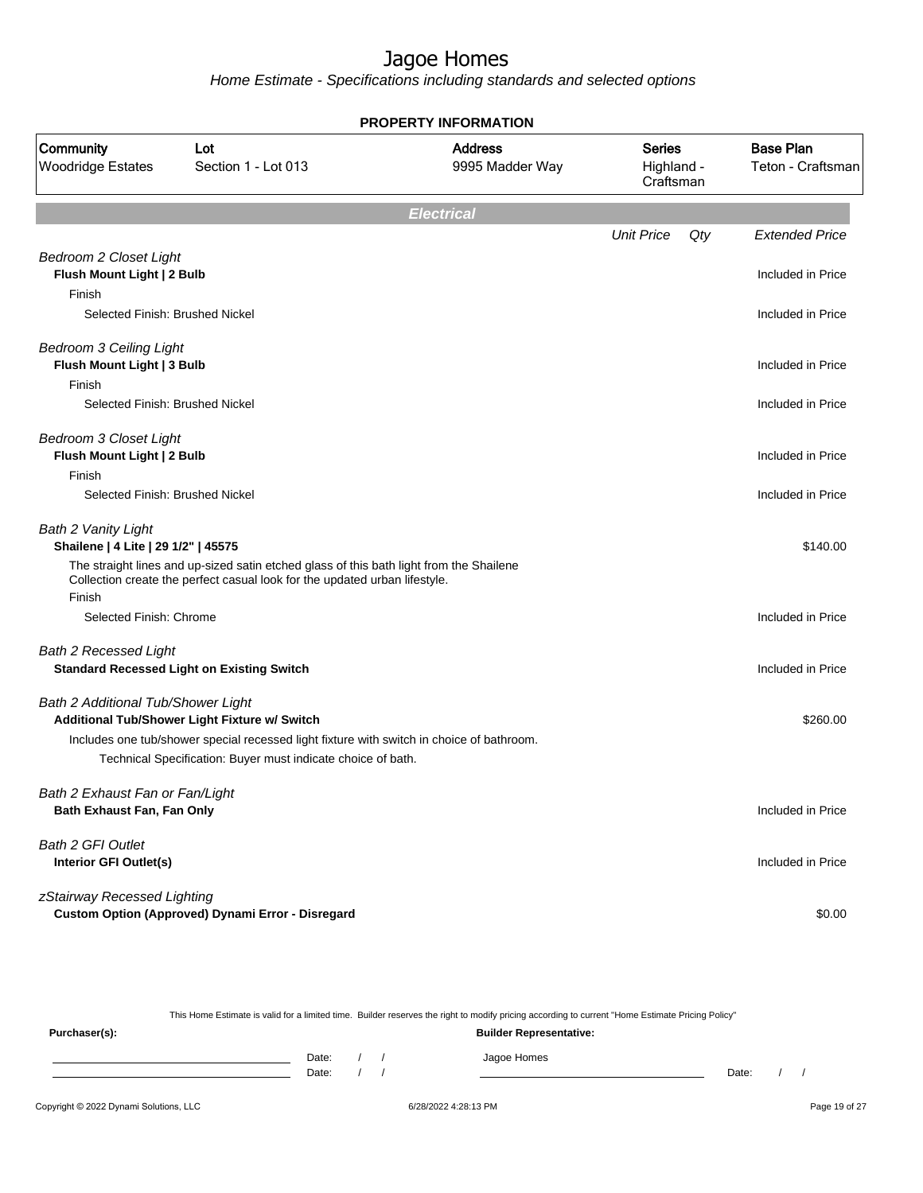# Jagoe Homes

*Home Estimate - Specifications including standards and selected options*

**PROPERTY INFORMATION**

| Community | Lot | Address | Series | Base Plan |
|---|---|---|---|---|
| Woodridge Estates | Section 1 - Lot 013 | 9995 Madder Way | Highland - Craftsman | Teton - Craftsman |

## Electrical

| | Unit Price | Qty | Extended Price |
|---|---|---|---|
| *Bedroom 2 Closet Light* | | | |
| **Flush Mount Light \| 2 Bulb** | | | Included in Price |
| Finish | | | |
| Selected Finish: Brushed Nickel | | | Included in Price |
| *Bedroom 3 Ceiling Light* | | | |
| **Flush Mount Light \| 3 Bulb** | | | Included in Price |
| Finish | | | |
| Selected Finish: Brushed Nickel | | | Included in Price |
| *Bedroom 3 Closet Light* | | | |
| **Flush Mount Light \| 2 Bulb** | | | Included in Price |
| Finish | | | |
| Selected Finish: Brushed Nickel | | | Included in Price |
| *Bath 2 Vanity Light* | | | |
| **Shailene \| 4 Lite \| 29 1/2" \| 45575** | | | $140.00 |
| The straight lines and up-sized satin etched glass of this bath light from the Shailene Collection create the perfect casual look for the updated urban lifestyle. | | | |
| Finish | | | |
| Selected Finish: Chrome | | | Included in Price |
| *Bath 2 Recessed Light* | | | |
| **Standard Recessed Light on Existing Switch** | | | Included in Price |
| *Bath 2 Additional Tub/Shower Light* | | | |
| **Additional Tub/Shower Light Fixture w/ Switch** | | | $260.00 |
| Includes one tub/shower special recessed light fixture with switch in choice of bathroom. | | | |
| Technical Specification: Buyer must indicate choice of bath. | | | |
| *Bath 2 Exhaust Fan or Fan/Light* | | | |
| **Bath Exhaust Fan, Fan Only** | | | Included in Price |
| *Bath 2 GFI Outlet* | | | |
| **Interior GFI Outlet(s)** | | | Included in Price |
| *zStairway Recessed Lighting* | | | |
| **Custom Option (Approved) Dynami Error - Disregard** | | | $0.00 |

This Home Estimate is valid for a limited time. Builder reserves the right to modify pricing according to current "Home Estimate Pricing Policy"

**Purchaser(s):** | **Builder Representative:**

Date: / / | Jagoe Homes
Date: / / | Date: / /

Copyright © 2022 Dynami Solutions, LLC — 6/28/2022 4:28:13 PM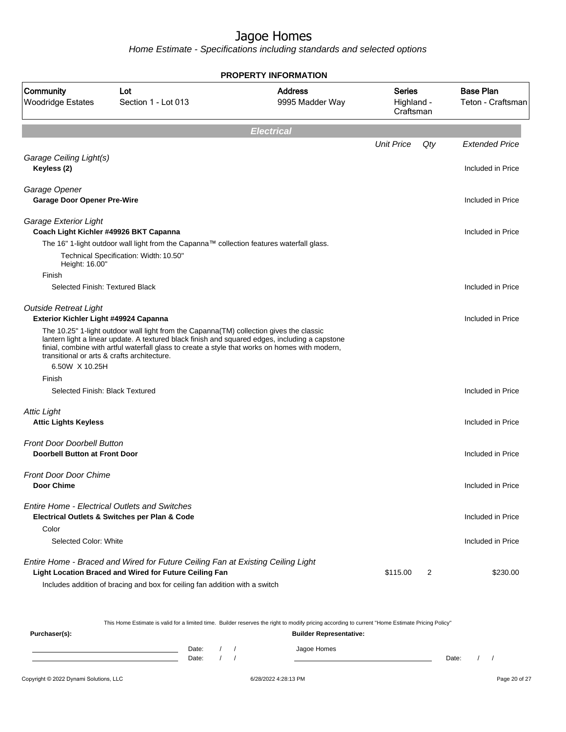# Jagoe Homes

*Home Estimate - Specifications including standards and selected options*

**PROPERTY INFORMATION**

| Community | Lot | Address | Series | Base Plan |
|---|---|---|---|---|
| Woodridge Estates | Section 1 - Lot 013 | 9995 Madder Way | Highland - Craftsman | Teton - Craftsman |

## Electrical

| | Unit Price | Qty | Extended Price |
|---|---|---|---|
| *Garage Ceiling Light(s)* | | | |
| **Keyless (2)** | | | Included in Price |
| *Garage Opener* | | | |
| **Garage Door Opener Pre-Wire** | | | Included in Price |
| *Garage Exterior Light* | | | |
| **Coach Light Kichler #49926 BKT Capanna** | | | Included in Price |
| The 16" 1-light outdoor wall light from the Capanna™ collection features waterfall glass. | | | |
| Technical Specification: Width: 10.50" Height: 16.00" | | | |
| Finish | | | |
| Selected Finish: Textured Black | | | Included in Price |
| *Outside Retreat Light* | | | |
| **Exterior Kichler Light #49924 Capanna** | | | Included in Price |
| The 10.25" 1-light outdoor wall light from the Capanna(TM) collection gives the classic lantern light a linear update. A textured black finish and squared edges, including a capstone finial, combine with artful waterfall glass to create a style that works on homes with modern, transitional or arts & crafts architecture. | | | |
| 6.50W X 10.25H | | | |
| Finish | | | |
| Selected Finish: Black Textured | | | Included in Price |
| *Attic Light* | | | |
| **Attic Lights Keyless** | | | Included in Price |
| *Front Door Doorbell Button* | | | |
| **Doorbell Button at Front Door** | | | Included in Price |
| *Front Door Door Chime* | | | |
| **Door Chime** | | | Included in Price |
| *Entire Home - Electrical Outlets and Switches* | | | |
| **Electrical Outlets & Switches per Plan & Code** | | | Included in Price |
| Color | | | |
| Selected Color: White | | | Included in Price |
| *Entire Home - Braced and Wired for Future Ceiling Fan at Existing Ceiling Light* | | | |
| **Light Location Braced and Wired for Future Ceiling Fan** | $115.00 | 2 | $230.00 |
| Includes addition of bracing and box for ceiling fan addition with a switch | | | |

This Home Estimate is valid for a limited time. Builder reserves the right to modify pricing according to current "Home Estimate Pricing Policy"

**Purchaser(s):** ______________________ Date: / /
______________________ Date: / /

**Builder Representative:**
Jagoe Homes
______________________ Date: / /

Copyright © 2022 Dynami Solutions, LLC — 6/28/2022 4:28:13 PM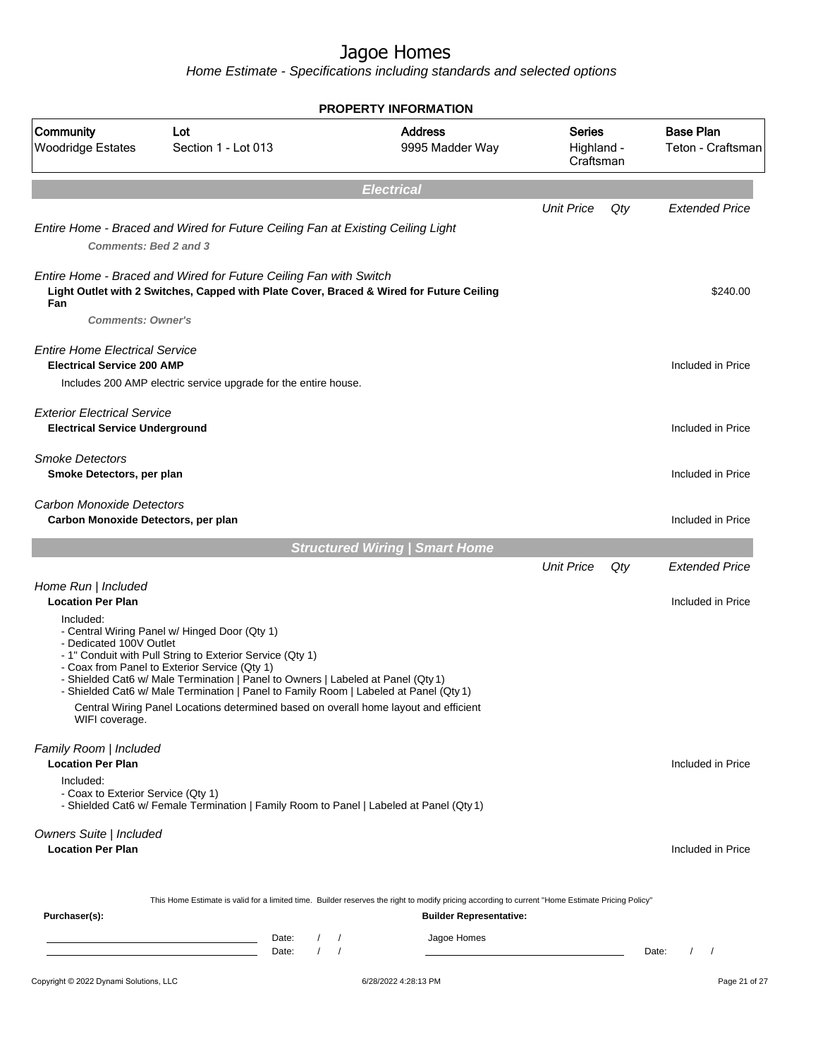# Jagoe Homes

*Home Estimate - Specifications including standards and selected options*

**PROPERTY INFORMATION**

| Community | Lot | Address | Series | Base Plan |
|---|---|---|---|---|
| Woodridge Estates | Section 1 - Lot 013 | 9995 Madder Way | Highland - Craftsman | Teton - Craftsman |

## *Electrical*

| | Unit Price | Qty | Extended Price |
|---|---|---|---|
| *Entire Home - Braced and Wired for Future Ceiling Fan at Existing Ceiling Light* | | | |
| ***Comments: Bed 2 and 3*** | | | |
| *Entire Home - Braced and Wired for Future Ceiling Fan with Switch* | | | |
| **Light Outlet with 2 Switches, Capped with Plate Cover, Braced & Wired for Future Ceiling Fan** | | | $240.00 |
| ***Comments: Owner's*** | | | |
| *Entire Home Electrical Service* | | | |
| **Electrical Service 200 AMP** | | | Included in Price |
| Includes 200 AMP electric service upgrade for the entire house. | | | |
| *Exterior Electrical Service* | | | |
| **Electrical Service Underground** | | | Included in Price |
| *Smoke Detectors* | | | |
| **Smoke Detectors, per plan** | | | Included in Price |
| *Carbon Monoxide Detectors* | | | |
| **Carbon Monoxide Detectors, per plan** | | | Included in Price |

## *Structured Wiring | Smart Home*

| | Unit Price | Qty | Extended Price |
|---|---|---|---|
| *Home Run \| Included* | | | |
| **Location Per Plan** | | | Included in Price |
| Included:<br>- Central Wiring Panel w/ Hinged Door (Qty 1)<br>- Dedicated 100V Outlet<br>- 1" Conduit with Pull String to Exterior Service (Qty 1)<br>- Coax from Panel to Exterior Service (Qty 1)<br>- Shielded Cat6 w/ Male Termination \| Panel to Owners \| Labeled at Panel (Qty 1)<br>- Shielded Cat6 w/ Male Termination \| Panel to Family Room \| Labeled at Panel (Qty 1)<br>Central Wiring Panel Locations determined based on overall home layout and efficient WIFI coverage. | | | |
| *Family Room \| Included* | | | |
| **Location Per Plan** | | | Included in Price |
| Included:<br>- Coax to Exterior Service (Qty 1)<br>- Shielded Cat6 w/ Female Termination \| Family Room to Panel \| Labeled at Panel (Qty 1) | | | |
| *Owners Suite \| Included* | | | |
| **Location Per Plan** | | | Included in Price |

This Home Estimate is valid for a limited time. Builder reserves the right to modify pricing according to current "Home Estimate Pricing Policy"

**Purchaser(s):** **Builder Representative:**

Date: / / Jagoe Homes

Date: / / Date: / /

Copyright © 2022 Dynami Solutions, LLC 6/28/2022 4:28:13 PM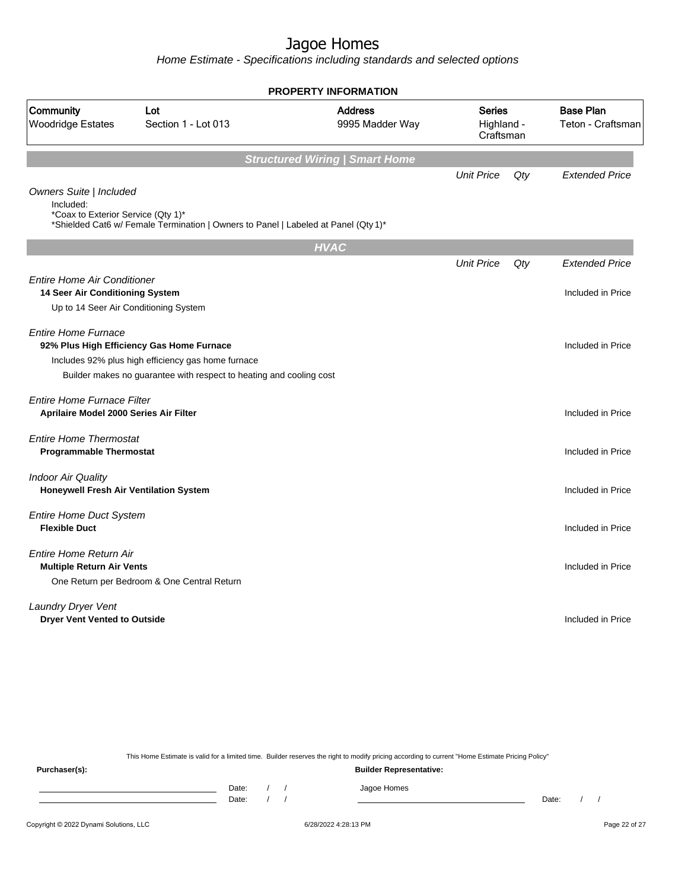# Jagoe Homes

*Home Estimate - Specifications including standards and selected options*

**PROPERTY INFORMATION**

| Community | Lot | Address | Series | Base Plan |
|---|---|---|---|---|
| Woodridge Estates | Section 1 - Lot 013 | 9995 Madder Way | Highland - Craftsman | Teton - Craftsman |

## Structured Wiring | Smart Home

| | Unit Price | Qty | Extended Price |
|---|---|---|---|
| *Owners Suite \| Included* | | | |
| Included: *Coax to Exterior Service (Qty 1)* *Shielded Cat6 w/ Female Termination \| Owners to Panel \| Labeled at Panel (Qty 1)* | | | |

## HVAC

| | Unit Price | Qty | Extended Price |
|---|---|---|---|
| *Entire Home Air Conditioner* | | | |
| **14 Seer Air Conditioning System** | | | Included in Price |
| Up to 14 Seer Air Conditioning System | | | |
| *Entire Home Furnace* | | | |
| **92% Plus High Efficiency Gas Home Furnace** | | | Included in Price |
| Includes 92% plus high efficiency gas home furnace | | | |
| Builder makes no guarantee with respect to heating and cooling cost | | | |
| *Entire Home Furnace Filter* | | | |
| **Aprilaire Model 2000 Series Air Filter** | | | Included in Price |
| *Entire Home Thermostat* | | | |
| **Programmable Thermostat** | | | Included in Price |
| *Indoor Air Quality* | | | |
| **Honeywell Fresh Air Ventilation System** | | | Included in Price |
| *Entire Home Duct System* | | | |
| **Flexible Duct** | | | Included in Price |
| *Entire Home Return Air* | | | |
| **Multiple Return Air Vents** | | | Included in Price |
| One Return per Bedroom & One Central Return | | | |
| *Laundry Dryer Vent* | | | |
| **Dryer Vent Vented to Outside** | | | Included in Price |

This Home Estimate is valid for a limited time. Builder reserves the right to modify pricing according to current "Home Estimate Pricing Policy"

**Purchaser(s):**

Date: / /

Date: / /

**Builder Representative:**

Jagoe Homes

Date: / /

Copyright © 2022 Dynami Solutions, LLC 6/28/2022 4:28:13 PM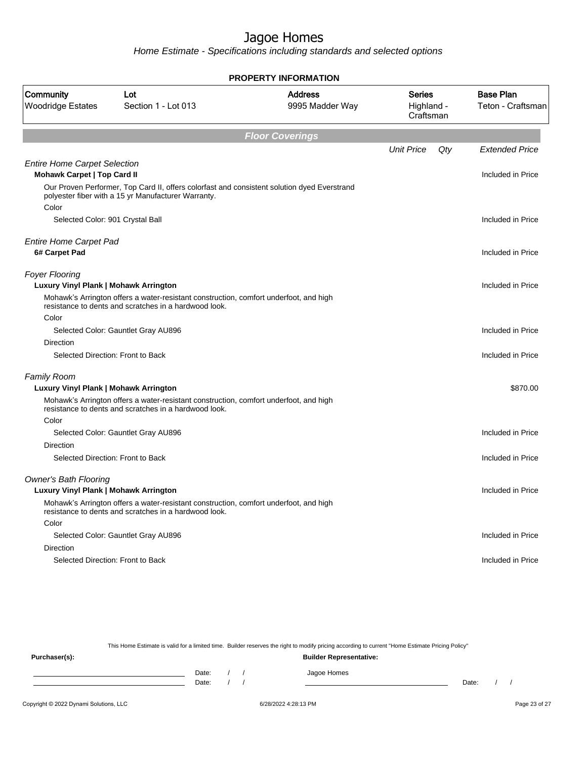# Jagoe Homes

*Home Estimate - Specifications including standards and selected options*

**PROPERTY INFORMATION**

| Community | Lot | Address | Series | Base Plan |
|---|---|---|---|---|
| Woodridge Estates | Section 1 - Lot 013 | 9995 Madder Way | Highland - Craftsman | Teton - Craftsman |

## Floor Coverings

| | Unit Price | Qty | Extended Price |
|---|---|---|---|
| *Entire Home Carpet Selection* | | | |
| **Mohawk Carpet \| Top Card II** | | | Included in Price |
| Our Proven Performer, Top Card II, offers colorfast and consistent solution dyed Everstrand polyester fiber with a 15 yr Manufacturer Warranty. | | | |
| Color | | | |
| Selected Color: 901 Crystal Ball | | | Included in Price |
| *Entire Home Carpet Pad* | | | |
| **6# Carpet Pad** | | | Included in Price |
| *Foyer Flooring* | | | |
| **Luxury Vinyl Plank \| Mohawk Arrington** | | | Included in Price |
| Mohawk's Arrington offers a water-resistant construction, comfort underfoot, and high resistance to dents and scratches in a hardwood look. | | | |
| Color | | | |
| Selected Color: Gauntlet Gray AU896 | | | Included in Price |
| Direction | | | |
| Selected Direction: Front to Back | | | Included in Price |
| *Family Room* | | | |
| **Luxury Vinyl Plank \| Mohawk Arrington** | | | $870.00 |
| Mohawk's Arrington offers a water-resistant construction, comfort underfoot, and high resistance to dents and scratches in a hardwood look. | | | |
| Color | | | |
| Selected Color: Gauntlet Gray AU896 | | | Included in Price |
| Direction | | | |
| Selected Direction: Front to Back | | | Included in Price |
| *Owner's Bath Flooring* | | | |
| **Luxury Vinyl Plank \| Mohawk Arrington** | | | Included in Price |
| Mohawk's Arrington offers a water-resistant construction, comfort underfoot, and high resistance to dents and scratches in a hardwood look. | | | |
| Color | | | |
| Selected Color: Gauntlet Gray AU896 | | | Included in Price |
| Direction | | | |
| Selected Direction: Front to Back | | | Included in Price |

This Home Estimate is valid for a limited time. Builder reserves the right to modify pricing according to current "Home Estimate Pricing Policy"

**Purchaser(s):** Date: / / Date: / /

**Builder Representative:** Jagoe Homes Date: / /

Copyright © 2022 Dynami Solutions, LLC 6/28/2022 4:28:13 PM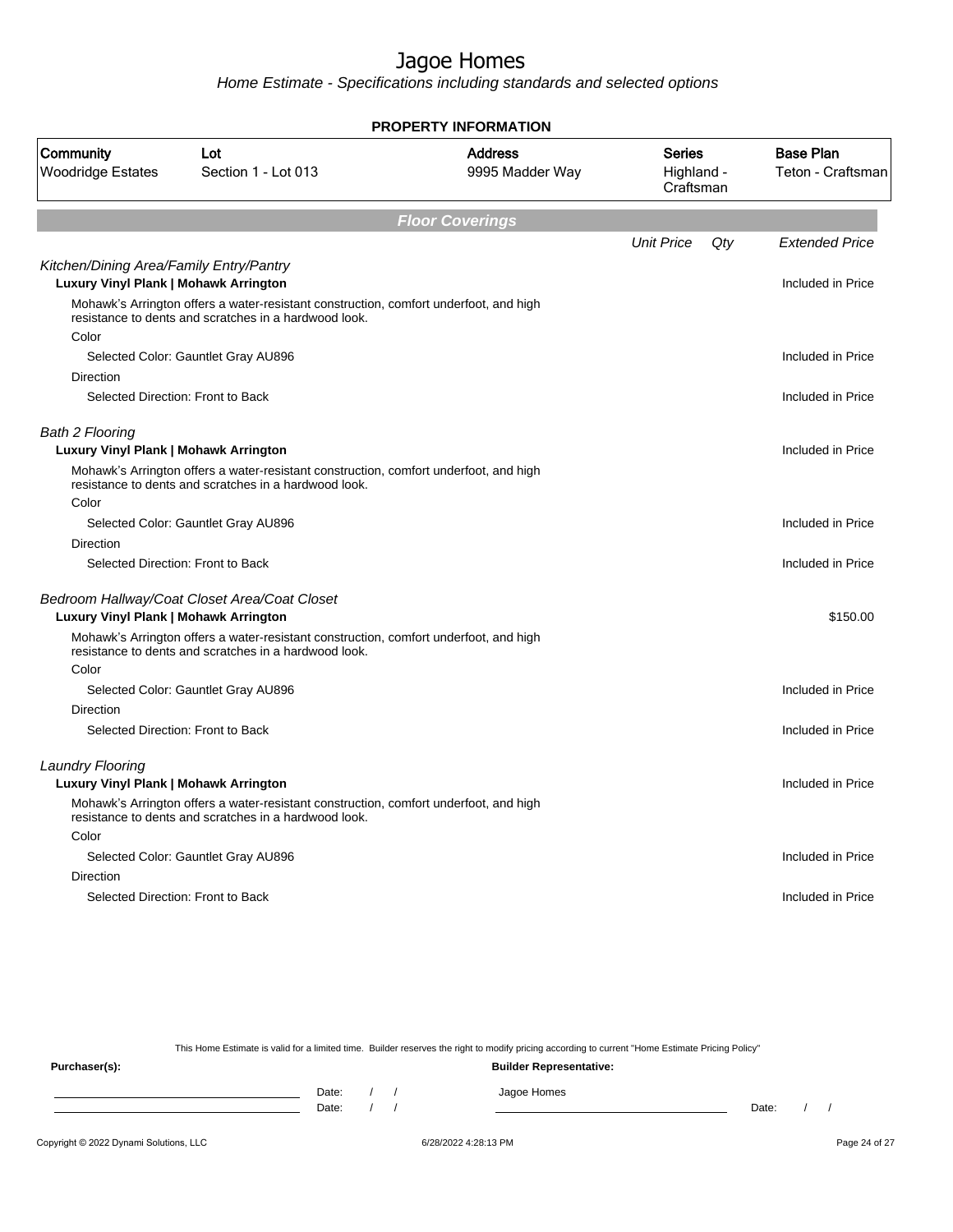# Jagoe Homes

*Home Estimate - Specifications including standards and selected options*

**PROPERTY INFORMATION**

| Community | Lot | Address | Series | Base Plan |
|---|---|---|---|---|
| Woodridge Estates | Section 1 - Lot 013 | 9995 Madder Way | Highland - Craftsman | Teton - Craftsman |

## *Floor Coverings*

| | Unit Price | Qty | Extended Price |
|---|---|---|---|
| *Kitchen/Dining Area/Family Entry/Pantry* | | | |
| **Luxury Vinyl Plank \| Mohawk Arrington** | | | Included in Price |
| Mohawk's Arrington offers a water-resistant construction, comfort underfoot, and high resistance to dents and scratches in a hardwood look. | | | |
| Color | | | |
| Selected Color: Gauntlet Gray AU896 | | | Included in Price |
| Direction | | | |
| Selected Direction: Front to Back | | | Included in Price |
| *Bath 2 Flooring* | | | |
| **Luxury Vinyl Plank \| Mohawk Arrington** | | | Included in Price |
| Mohawk's Arrington offers a water-resistant construction, comfort underfoot, and high resistance to dents and scratches in a hardwood look. | | | |
| Color | | | |
| Selected Color: Gauntlet Gray AU896 | | | Included in Price |
| Direction | | | |
| Selected Direction: Front to Back | | | Included in Price |
| *Bedroom Hallway/Coat Closet Area/Coat Closet* | | | |
| **Luxury Vinyl Plank \| Mohawk Arrington** | | | $150.00 |
| Mohawk's Arrington offers a water-resistant construction, comfort underfoot, and high resistance to dents and scratches in a hardwood look. | | | |
| Color | | | |
| Selected Color: Gauntlet Gray AU896 | | | Included in Price |
| Direction | | | |
| Selected Direction: Front to Back | | | Included in Price |
| *Laundry Flooring* | | | |
| **Luxury Vinyl Plank \| Mohawk Arrington** | | | Included in Price |
| Mohawk's Arrington offers a water-resistant construction, comfort underfoot, and high resistance to dents and scratches in a hardwood look. | | | |
| Color | | | |
| Selected Color: Gauntlet Gray AU896 | | | Included in Price |
| Direction | | | |
| Selected Direction: Front to Back | | | Included in Price |

This Home Estimate is valid for a limited time. Builder reserves the right to modify pricing according to current "Home Estimate Pricing Policy"

**Purchaser(s):**

Date: / /

Date: / /

**Builder Representative:**

Jagoe Homes

Date: / /

Copyright © 2022 Dynami Solutions, LLC    6/28/2022 4:28:13 PM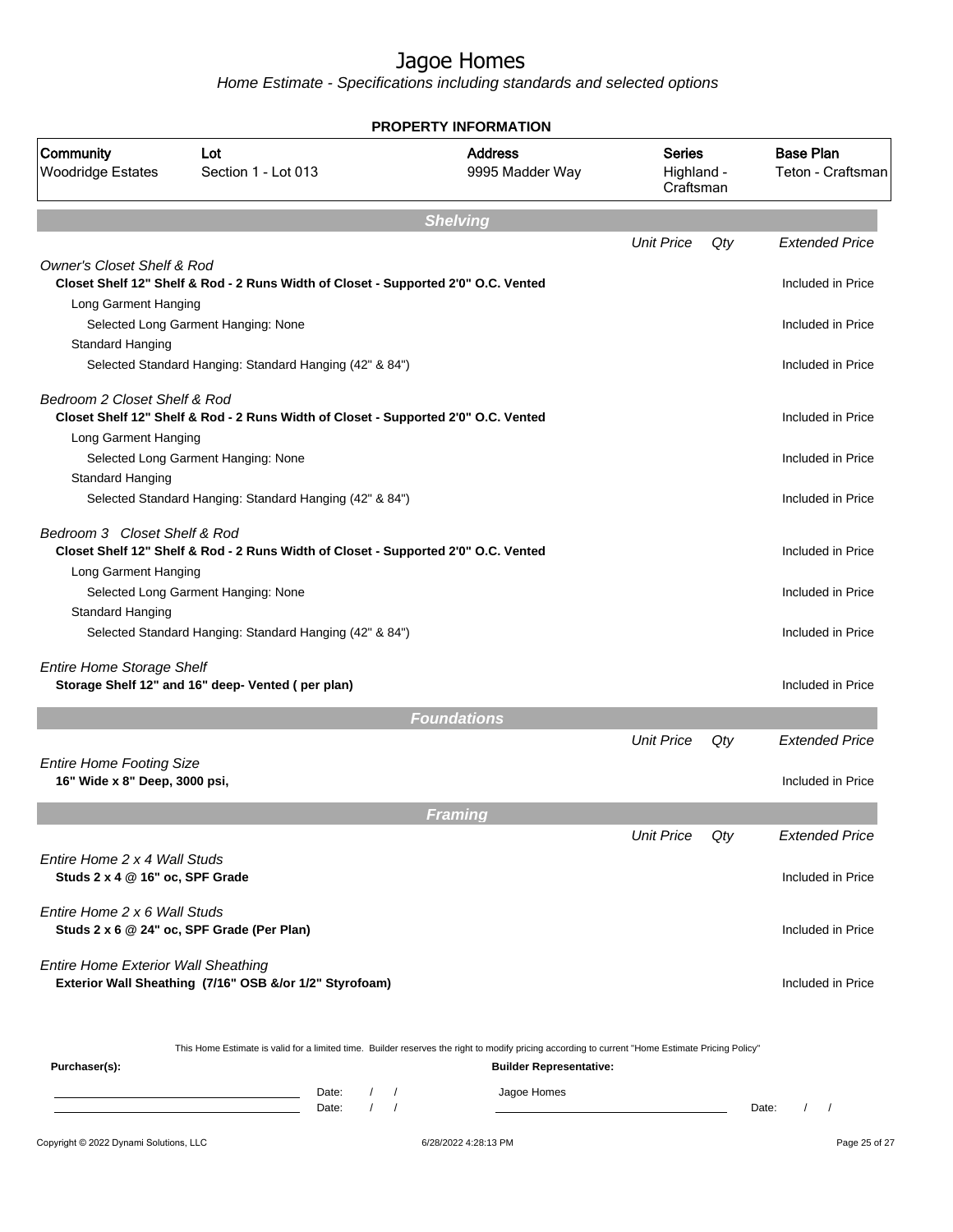# Jagoe Homes

*Home Estimate - Specifications including standards and selected options*

**PROPERTY INFORMATION**

| Community | Lot | Address | Series | Base Plan |
|---|---|---|---|---|
| Woodridge Estates | Section 1 - Lot 013 | 9995 Madder Way | Highland - Craftsman | Teton - Craftsman |

## Shelving

| | Unit Price | Qty | Extended Price |
|---|---|---|---|
| *Owner's Closet Shelf & Rod* | | | |
| **Closet Shelf 12" Shelf & Rod - 2 Runs Width of Closet - Supported 2'0" O.C. Vented** | | | Included in Price |
| Long Garment Hanging | | | |
| Selected Long Garment Hanging: None | | | Included in Price |
| Standard Hanging | | | |
| Selected Standard Hanging: Standard Hanging (42" & 84") | | | Included in Price |
| *Bedroom 2 Closet Shelf & Rod* | | | |
| **Closet Shelf 12" Shelf & Rod - 2 Runs Width of Closet - Supported 2'0" O.C. Vented** | | | Included in Price |
| Long Garment Hanging | | | |
| Selected Long Garment Hanging: None | | | Included in Price |
| Standard Hanging | | | |
| Selected Standard Hanging: Standard Hanging (42" & 84") | | | Included in Price |
| *Bedroom 3 Closet Shelf & Rod* | | | |
| **Closet Shelf 12" Shelf & Rod - 2 Runs Width of Closet - Supported 2'0" O.C. Vented** | | | Included in Price |
| Long Garment Hanging | | | |
| Selected Long Garment Hanging: None | | | Included in Price |
| Standard Hanging | | | |
| Selected Standard Hanging: Standard Hanging (42" & 84") | | | Included in Price |
| *Entire Home Storage Shelf* | | | |
| **Storage Shelf 12" and 16" deep- Vented ( per plan)** | | | Included in Price |

## Foundations

| | Unit Price | Qty | Extended Price |
|---|---|---|---|
| *Entire Home Footing Size* | | | |
| **16" Wide x 8" Deep, 3000 psi,** | | | Included in Price |

## Framing

| | Unit Price | Qty | Extended Price |
|---|---|---|---|
| *Entire Home 2 x 4 Wall Studs* | | | |
| **Studs 2 x 4 @ 16" oc, SPF Grade** | | | Included in Price |
| *Entire Home 2 x 6 Wall Studs* | | | |
| **Studs 2 x 6 @ 24" oc, SPF Grade (Per Plan)** | | | Included in Price |
| *Entire Home Exterior Wall Sheathing* | | | |
| **Exterior Wall Sheathing (7/16" OSB &/or 1/2" Styrofoam)** | | | Included in Price |

This Home Estimate is valid for a limited time. Builder reserves the right to modify pricing according to current "Home Estimate Pricing Policy"

**Purchaser(s):**

Date: / /

Date: / /

**Builder Representative:**

Jagoe Homes

Date: / /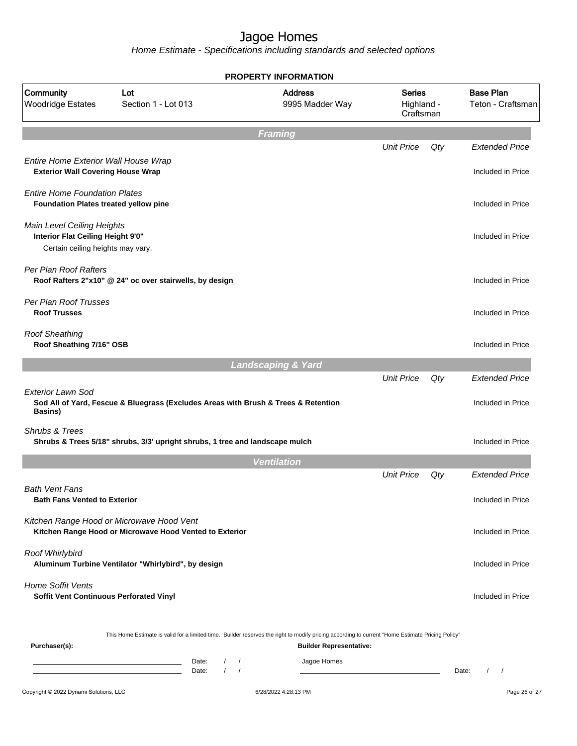# Jagoe Homes

*Home Estimate - Specifications including standards and selected options*

**PROPERTY INFORMATION**

| Community | Lot | Address | Series | Base Plan |
|---|---|---|---|---|
| Woodridge Estates | Section 1 - Lot 013 | 9995 Madder Way | Highland - Craftsman | Teton - Craftsman |

## Framing

| | Unit Price | Qty | Extended Price |
|---|---|---|---|
| *Entire Home Exterior Wall House Wrap* | | | |
| **Exterior Wall Covering House Wrap** | | | Included in Price |
| *Entire Home Foundation Plates* | | | |
| **Foundation Plates treated yellow pine** | | | Included in Price |
| *Main Level Ceiling Heights* | | | |
| **Interior Flat Ceiling Height 9'0"** | | | Included in Price |
| Certain ceiling heights may vary. | | | |
| *Per Plan Roof Rafters* | | | |
| **Roof Rafters 2"x10" @ 24" oc over stairwells, by design** | | | Included in Price |
| *Per Plan Roof Trusses* | | | |
| **Roof Trusses** | | | Included in Price |
| *Roof Sheathing* | | | |
| **Roof Sheathing 7/16" OSB** | | | Included in Price |

## Landscaping & Yard

| | Unit Price | Qty | Extended Price |
|---|---|---|---|
| *Exterior Lawn Sod* | | | |
| **Sod All of Yard, Fescue & Bluegrass (Excludes Areas with Brush & Trees & Retention Basins)** | | | Included in Price |
| *Shrubs & Trees* | | | |
| **Shrubs & Trees 5/18" shrubs, 3/3' upright shrubs, 1 tree and landscape mulch** | | | Included in Price |

## Ventilation

| | Unit Price | Qty | Extended Price |
|---|---|---|---|
| *Bath Vent Fans* | | | |
| **Bath Fans Vented to Exterior** | | | Included in Price |
| *Kitchen Range Hood or Microwave Hood Vent* | | | |
| **Kitchen Range Hood or Microwave Hood Vented to Exterior** | | | Included in Price |
| *Roof Whirlybird* | | | |
| **Aluminum Turbine Ventilator "Whirlybird", by design** | | | Included in Price |
| *Home Soffit Vents* | | | |
| **Soffit Vent Continuous Perforated Vinyl** | | | Included in Price |

This Home Estimate is valid for a limited time. Builder reserves the right to modify pricing according to current "Home Estimate Pricing Policy"

**Purchaser(s):**

______________________ Date: / /

______________________ Date: / /

**Builder Representative:**

Jagoe Homes

______________________ Date: / /

Copyright © 2022 Dynami Solutions, LLC — 6/28/2022 4:28:13 PM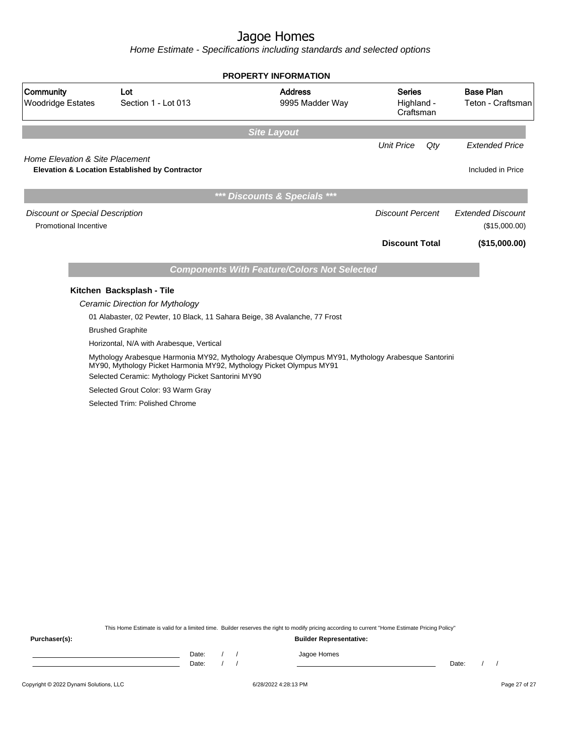# Jagoe Homes

*Home Estimate - Specifications including standards and selected options*

## PROPERTY INFORMATION

| Community | Lot | Address | Series | Base Plan |
| --- | --- | --- | --- | --- |
| Woodridge Estates | Section 1 - Lot 013 | 9995 Madder Way | Highland - Craftsman | Teton - Craftsman |

### *Site Layout*

| | Unit Price | Qty | Extended Price |
| --- | --- | --- | --- |
| *Home Elevation & Site Placement* | | | |
| **Elevation & Location Established by Contractor** | | | Included in Price |

### *** Discounts & Specials ***

| *Discount or Special Description* | *Discount Percent* | *Extended Discount* |
| --- | --- | --- |
| Promotional Incentive | | ($15,000.00) |
| | **Discount Total** | **($15,000.00)** |

### *Components With Feature/Colors Not Selected*

**Kitchen Backsplash - Tile**

*Ceramic Direction for Mythology*

01 Alabaster, 02 Pewter, 10 Black, 11 Sahara Beige, 38 Avalanche, 77 Frost

Brushed Graphite

Horizontal, N/A with Arabesque, Vertical

Mythology Arabesque Harmonia MY92, Mythology Arabesque Olympus MY91, Mythology Arabesque Santorini MY90, Mythology Picket Harmonia MY92, Mythology Picket Olympus MY91

Selected Ceramic: Mythology Picket Santorini MY90

Selected Grout Color: 93 Warm Gray

Selected Trim: Polished Chrome

This Home Estimate is valid for a limited time. Builder reserves the right to modify pricing according to current "Home Estimate Pricing Policy"

**Purchaser(s):** Date: / / Date: / /

**Builder Representative:** Jagoe Homes Date: / /